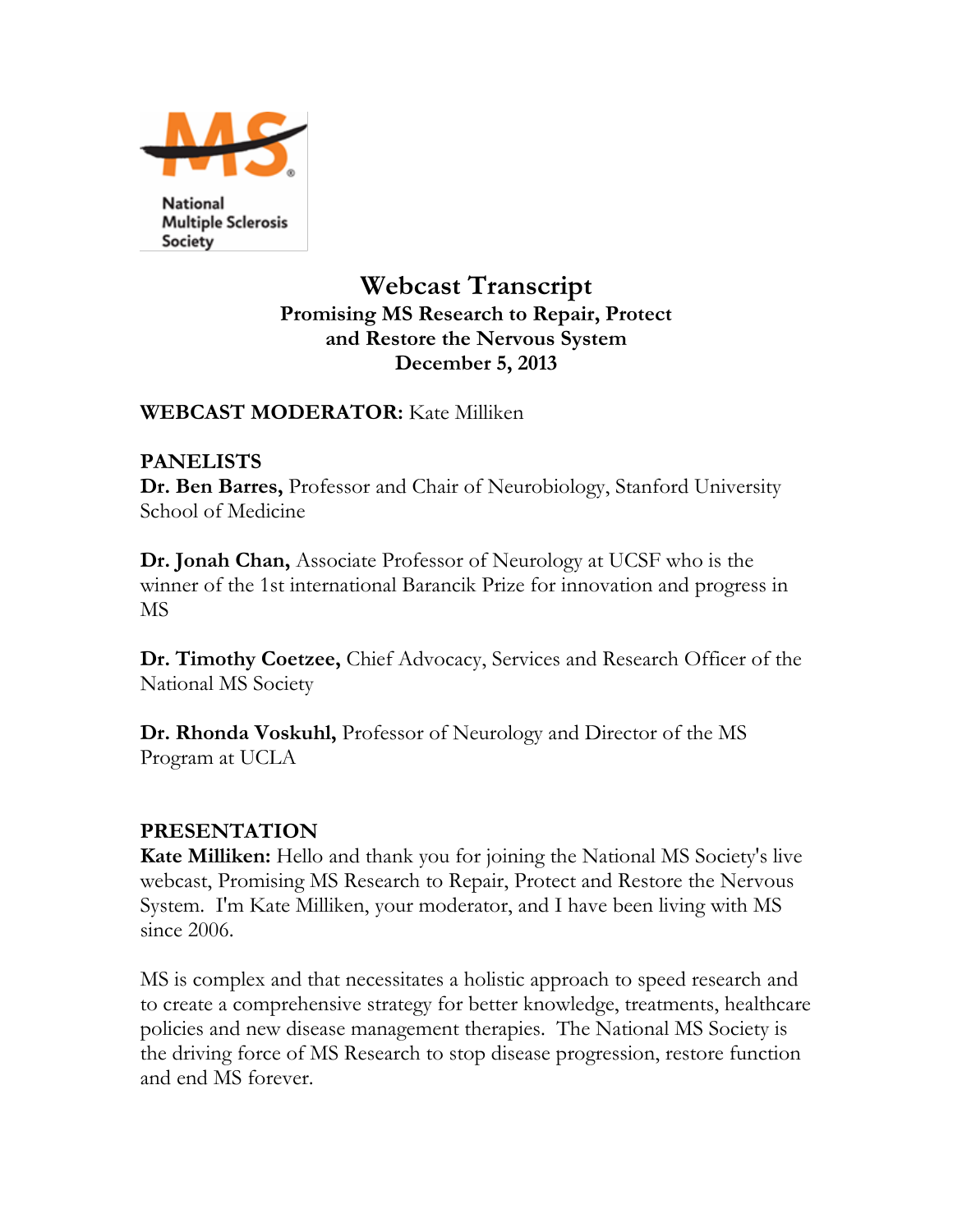National Multiple Sclerosis Society

# Webcast Transcript

## Promising MS Research to Repair, Protect and Restore the Nervous System

## December 5, 2013

**WEBCAST MODERATOR:** Kate Milliken

**PANELISTS**

**Dr. Ben Barres,** Professor and Chair of Neurobiology, Stanford University School of Medicine

**Dr. Jonah Chan,** Associate Professor of Neurology at UCSF who is the winner of the 1st international Barancik Prize for innovation and progress in MS

**Dr. Timothy Coetzee,** Chief Advocacy, Services and Research Officer of the National MS Society

**Dr. Rhonda Voskuhl,** Professor of Neurology and Director of the MS Program at UCLA

**PRESENTATION**

**Kate Milliken:** Hello and thank you for joining the National MS Society's live webcast, Promising MS Research to Repair, Protect and Restore the Nervous System. I'm Kate Milliken, your moderator, and I have been living with MS since 2006.

MS is complex and that necessitates a holistic approach to speed research and to create a comprehensive strategy for better knowledge, treatments, healthcare policies and new disease management therapies. The National MS Society is the driving force of MS Research to stop disease progression, restore function and end MS forever.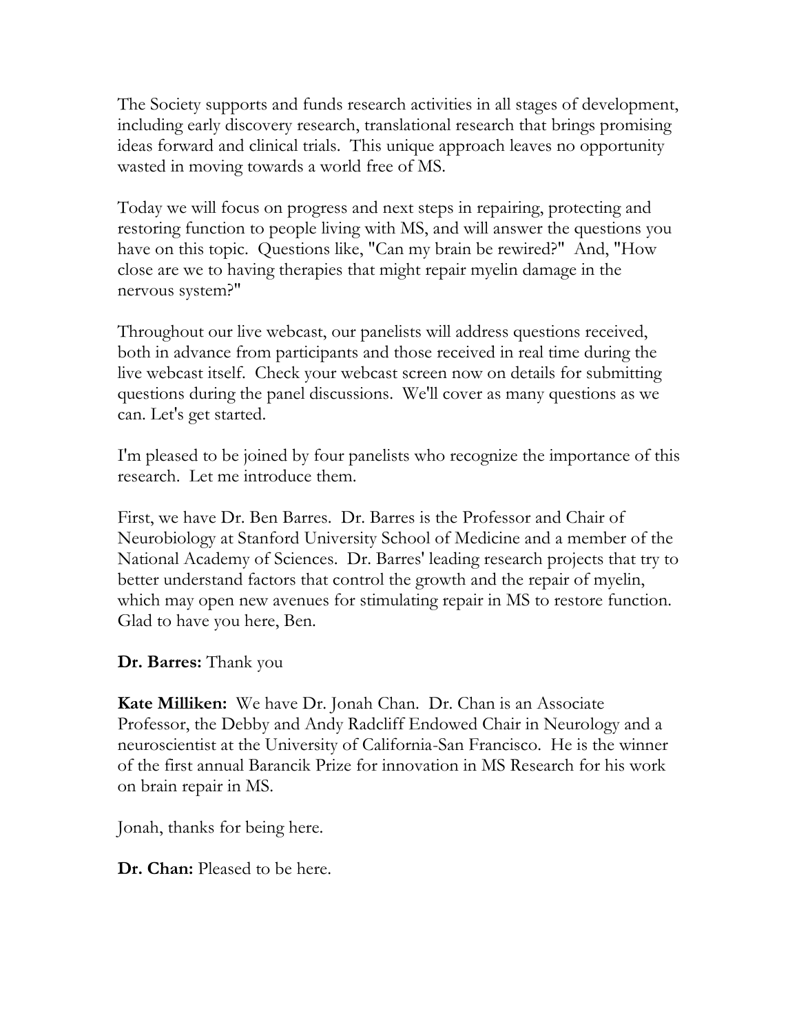The Society supports and funds research activities in all stages of development, including early discovery research, translational research that brings promising ideas forward and clinical trials. This unique approach leaves no opportunity wasted in moving towards a world free of MS.

Today we will focus on progress and next steps in repairing, protecting and restoring function to people living with MS, and will answer the questions you have on this topic. Questions like, "Can my brain be rewired?" And, "How close are we to having therapies that might repair myelin damage in the nervous system?"

Throughout our live webcast, our panelists will address questions received, both in advance from participants and those received in real time during the live webcast itself. Check your webcast screen now on details for submitting questions during the panel discussions. We'll cover as many questions as we can. Let's get started.

I'm pleased to be joined by four panelists who recognize the importance of this research. Let me introduce them.

First, we have Dr. Ben Barres. Dr. Barres is the Professor and Chair of Neurobiology at Stanford University School of Medicine and a member of the National Academy of Sciences. Dr. Barres' leading research projects that try to better understand factors that control the growth and the repair of myelin, which may open new avenues for stimulating repair in MS to restore function. Glad to have you here, Ben.

**Dr. Barres:** Thank you

**Kate Milliken:** We have Dr. Jonah Chan. Dr. Chan is an Associate Professor, the Debby and Andy Radcliff Endowed Chair in Neurology and a neuroscientist at the University of California-San Francisco. He is the winner of the first annual Barancik Prize for innovation in MS Research for his work on brain repair in MS.

Jonah, thanks for being here.

**Dr. Chan:** Pleased to be here.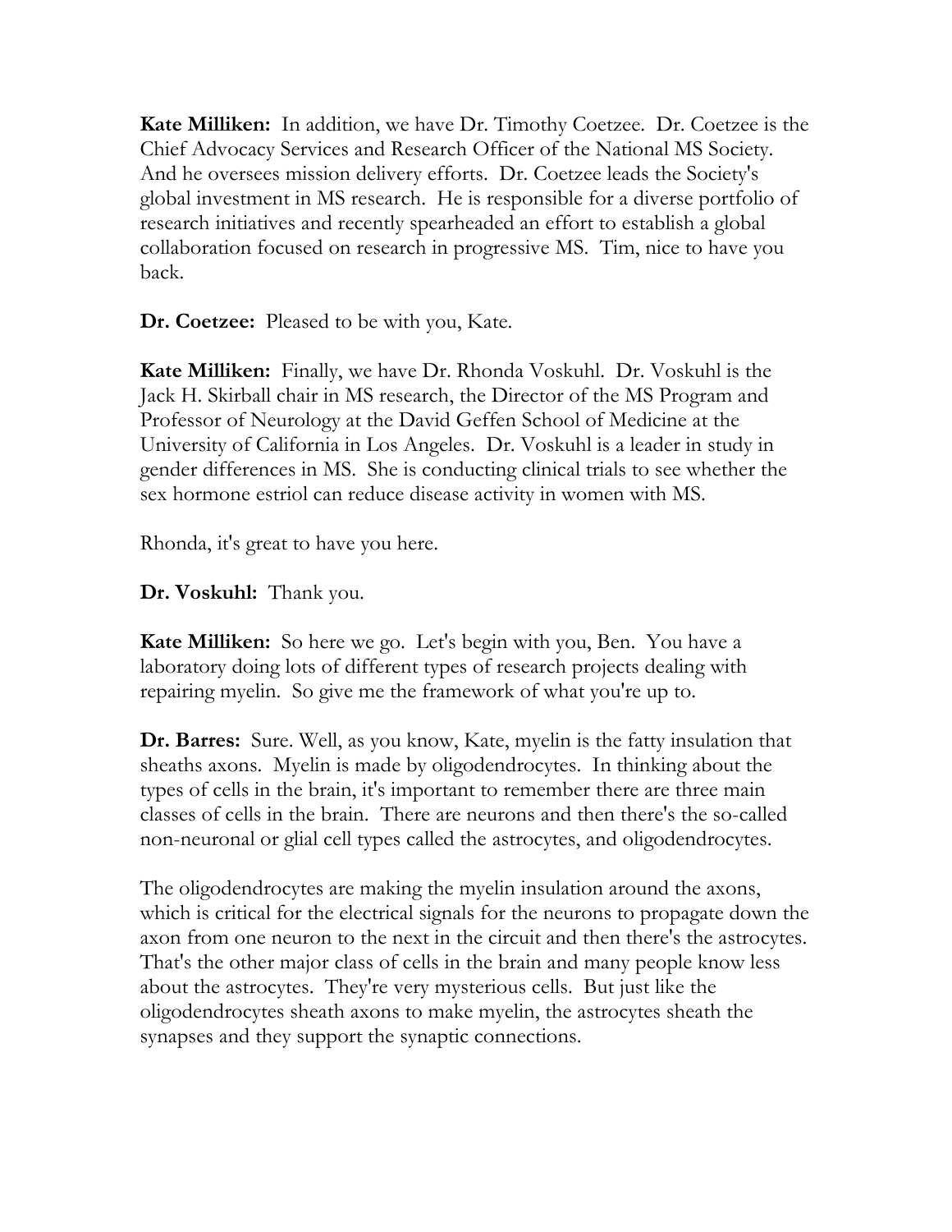**Kate Milliken:** In addition, we have Dr. Timothy Coetzee. Dr. Coetzee is the Chief Advocacy Services and Research Officer of the National MS Society. And he oversees mission delivery efforts. Dr. Coetzee leads the Society's global investment in MS research. He is responsible for a diverse portfolio of research initiatives and recently spearheaded an effort to establish a global collaboration focused on research in progressive MS. Tim, nice to have you back.

**Dr. Coetzee:** Pleased to be with you, Kate.

**Kate Milliken:** Finally, we have Dr. Rhonda Voskuhl. Dr. Voskuhl is the Jack H. Skirball chair in MS research, the Director of the MS Program and Professor of Neurology at the David Geffen School of Medicine at the University of California in Los Angeles. Dr. Voskuhl is a leader in study in gender differences in MS. She is conducting clinical trials to see whether the sex hormone estriol can reduce disease activity in women with MS.

Rhonda, it's great to have you here.

**Dr. Voskuhl:** Thank you.

**Kate Milliken:** So here we go. Let's begin with you, Ben. You have a laboratory doing lots of different types of research projects dealing with repairing myelin. So give me the framework of what you're up to.

**Dr. Barres:** Sure. Well, as you know, Kate, myelin is the fatty insulation that sheaths axons. Myelin is made by oligodendrocytes. In thinking about the types of cells in the brain, it's important to remember there are three main classes of cells in the brain. There are neurons and then there's the so-called non-neuronal or glial cell types called the astrocytes, and oligodendrocytes.

The oligodendrocytes are making the myelin insulation around the axons, which is critical for the electrical signals for the neurons to propagate down the axon from one neuron to the next in the circuit and then there's the astrocytes. That's the other major class of cells in the brain and many people know less about the astrocytes. They're very mysterious cells. But just like the oligodendrocytes sheath axons to make myelin, the astrocytes sheath the synapses and they support the synaptic connections.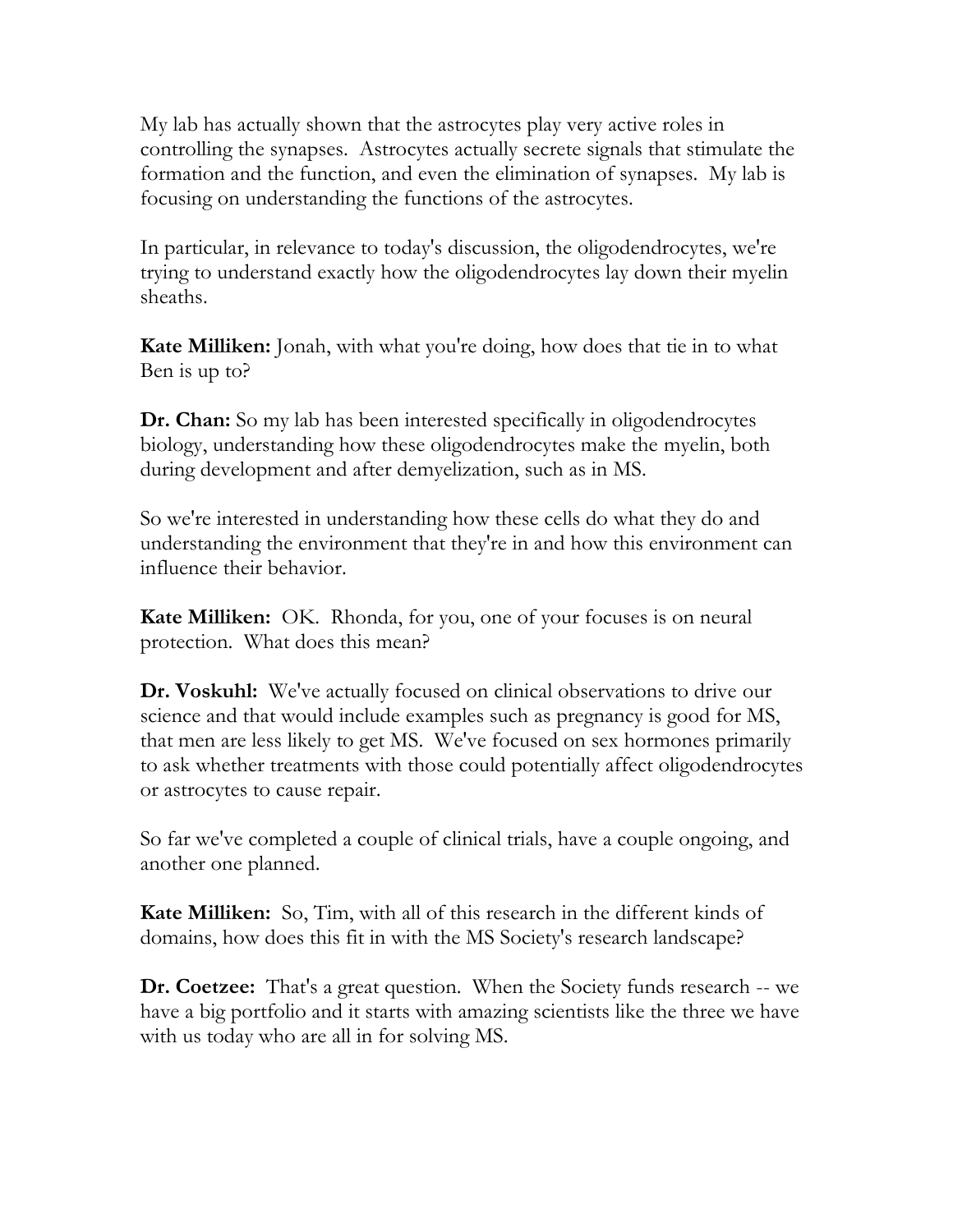My lab has actually shown that the astrocytes play very active roles in controlling the synapses. Astrocytes actually secrete signals that stimulate the formation and the function, and even the elimination of synapses. My lab is focusing on understanding the functions of the astrocytes.

In particular, in relevance to today's discussion, the oligodendrocytes, we're trying to understand exactly how the oligodendrocytes lay down their myelin sheaths.

**Kate Milliken:** Jonah, with what you're doing, how does that tie in to what Ben is up to?

**Dr. Chan:** So my lab has been interested specifically in oligodendrocytes biology, understanding how these oligodendrocytes make the myelin, both during development and after demyelization, such as in MS.

So we're interested in understanding how these cells do what they do and understanding the environment that they're in and how this environment can influence their behavior.

**Kate Milliken:** OK. Rhonda, for you, one of your focuses is on neural protection. What does this mean?

**Dr. Voskuhl:** We've actually focused on clinical observations to drive our science and that would include examples such as pregnancy is good for MS, that men are less likely to get MS. We've focused on sex hormones primarily to ask whether treatments with those could potentially affect oligodendrocytes or astrocytes to cause repair.

So far we've completed a couple of clinical trials, have a couple ongoing, and another one planned.

**Kate Milliken:** So, Tim, with all of this research in the different kinds of domains, how does this fit in with the MS Society's research landscape?

**Dr. Coetzee:** That's a great question. When the Society funds research -- we have a big portfolio and it starts with amazing scientists like the three we have with us today who are all in for solving MS.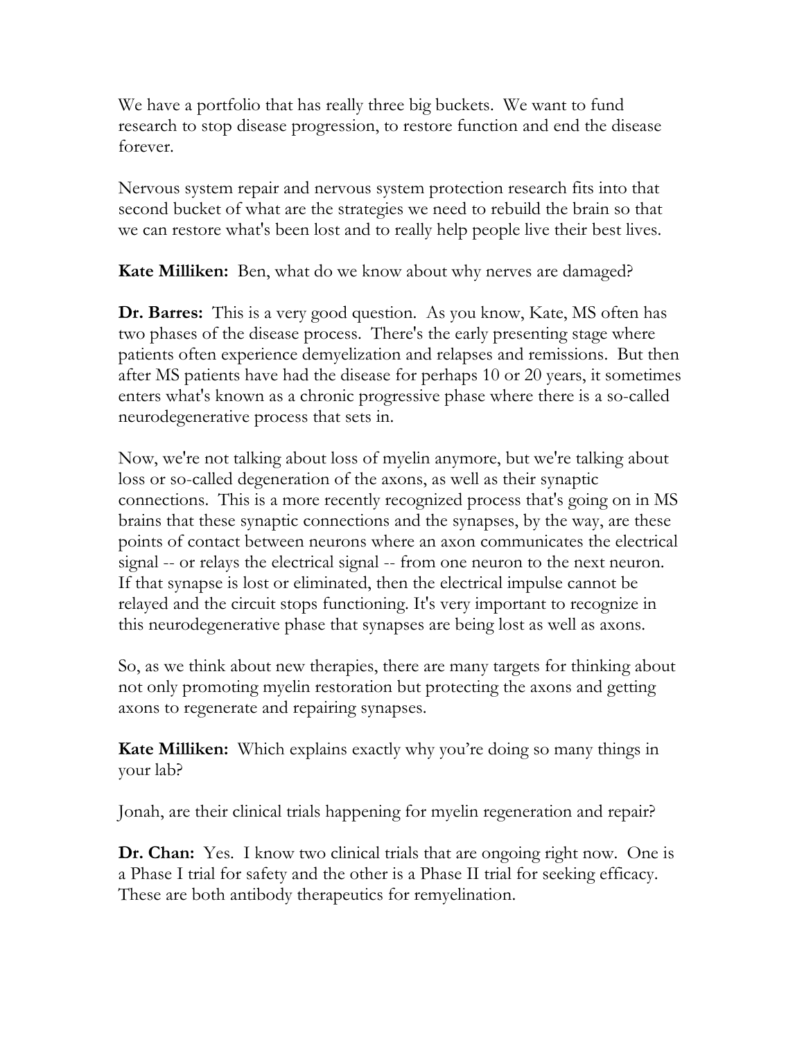We have a portfolio that has really three big buckets. We want to fund research to stop disease progression, to restore function and end the disease forever.

Nervous system repair and nervous system protection research fits into that second bucket of what are the strategies we need to rebuild the brain so that we can restore what's been lost and to really help people live their best lives.

**Kate Milliken:** Ben, what do we know about why nerves are damaged?

**Dr. Barres:** This is a very good question. As you know, Kate, MS often has two phases of the disease process. There's the early presenting stage where patients often experience demyelization and relapses and remissions. But then after MS patients have had the disease for perhaps 10 or 20 years, it sometimes enters what's known as a chronic progressive phase where there is a so-called neurodegenerative process that sets in.

Now, we're not talking about loss of myelin anymore, but we're talking about loss or so-called degeneration of the axons, as well as their synaptic connections. This is a more recently recognized process that's going on in MS brains that these synaptic connections and the synapses, by the way, are these points of contact between neurons where an axon communicates the electrical signal -- or relays the electrical signal -- from one neuron to the next neuron. If that synapse is lost or eliminated, then the electrical impulse cannot be relayed and the circuit stops functioning. It's very important to recognize in this neurodegenerative phase that synapses are being lost as well as axons.

So, as we think about new therapies, there are many targets for thinking about not only promoting myelin restoration but protecting the axons and getting axons to regenerate and repairing synapses.

**Kate Milliken:** Which explains exactly why you're doing so many things in your lab?

Jonah, are their clinical trials happening for myelin regeneration and repair?

**Dr. Chan:** Yes. I know two clinical trials that are ongoing right now. One is a Phase I trial for safety and the other is a Phase II trial for seeking efficacy. These are both antibody therapeutics for remyelination.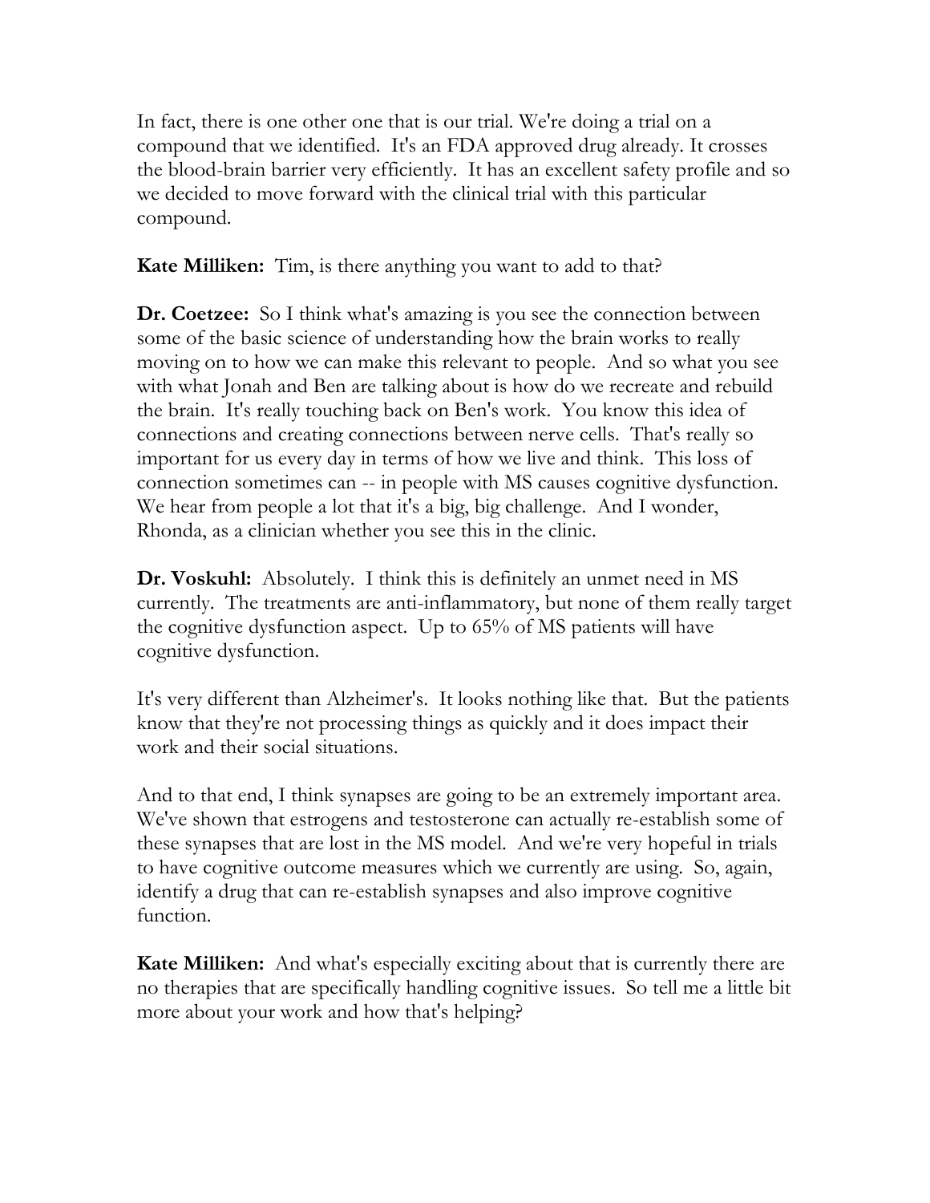In fact, there is one other one that is our trial. We're doing a trial on a compound that we identified. It's an FDA approved drug already. It crosses the blood-brain barrier very efficiently. It has an excellent safety profile and so we decided to move forward with the clinical trial with this particular compound.

**Kate Milliken:** Tim, is there anything you want to add to that?

**Dr. Coetzee:** So I think what's amazing is you see the connection between some of the basic science of understanding how the brain works to really moving on to how we can make this relevant to people. And so what you see with what Jonah and Ben are talking about is how do we recreate and rebuild the brain. It's really touching back on Ben's work. You know this idea of connections and creating connections between nerve cells. That's really so important for us every day in terms of how we live and think. This loss of connection sometimes can -- in people with MS causes cognitive dysfunction. We hear from people a lot that it's a big, big challenge. And I wonder, Rhonda, as a clinician whether you see this in the clinic.

**Dr. Voskuhl:** Absolutely. I think this is definitely an unmet need in MS currently. The treatments are anti-inflammatory, but none of them really target the cognitive dysfunction aspect. Up to 65% of MS patients will have cognitive dysfunction.

It's very different than Alzheimer's. It looks nothing like that. But the patients know that they're not processing things as quickly and it does impact their work and their social situations.

And to that end, I think synapses are going to be an extremely important area. We've shown that estrogens and testosterone can actually re-establish some of these synapses that are lost in the MS model. And we're very hopeful in trials to have cognitive outcome measures which we currently are using. So, again, identify a drug that can re-establish synapses and also improve cognitive function.

**Kate Milliken:** And what's especially exciting about that is currently there are no therapies that are specifically handling cognitive issues. So tell me a little bit more about your work and how that's helping?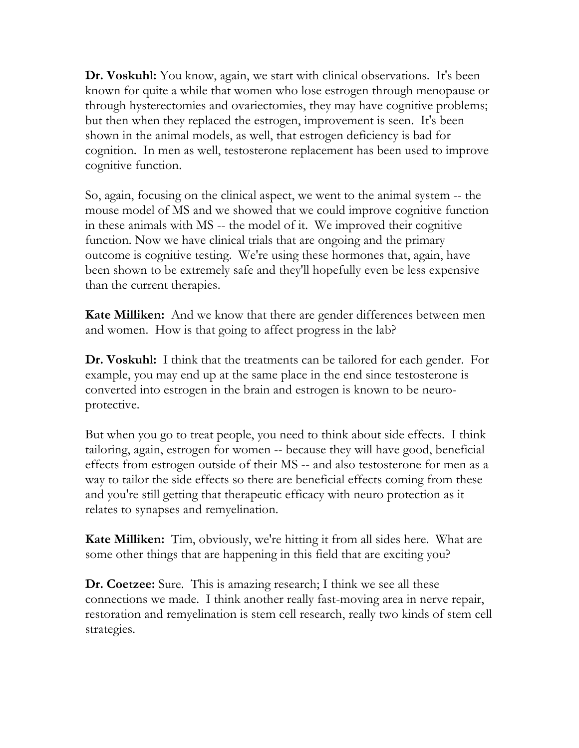**Dr. Voskuhl:** You know, again, we start with clinical observations. It's been known for quite a while that women who lose estrogen through menopause or through hysterectomies and ovariectomies, they may have cognitive problems; but then when they replaced the estrogen, improvement is seen. It's been shown in the animal models, as well, that estrogen deficiency is bad for cognition. In men as well, testosterone replacement has been used to improve cognitive function.

So, again, focusing on the clinical aspect, we went to the animal system -- the mouse model of MS and we showed that we could improve cognitive function in these animals with MS -- the model of it. We improved their cognitive function. Now we have clinical trials that are ongoing and the primary outcome is cognitive testing. We're using these hormones that, again, have been shown to be extremely safe and they'll hopefully even be less expensive than the current therapies.

**Kate Milliken:** And we know that there are gender differences between men and women. How is that going to affect progress in the lab?

**Dr. Voskuhl:** I think that the treatments can be tailored for each gender. For example, you may end up at the same place in the end since testosterone is converted into estrogen in the brain and estrogen is known to be neuro-protective.

But when you go to treat people, you need to think about side effects. I think tailoring, again, estrogen for women -- because they will have good, beneficial effects from estrogen outside of their MS -- and also testosterone for men as a way to tailor the side effects so there are beneficial effects coming from these and you're still getting that therapeutic efficacy with neuro protection as it relates to synapses and remyelination.

**Kate Milliken:** Tim, obviously, we're hitting it from all sides here. What are some other things that are happening in this field that are exciting you?

**Dr. Coetzee:** Sure. This is amazing research; I think we see all these connections we made. I think another really fast-moving area in nerve repair, restoration and remyelination is stem cell research, really two kinds of stem cell strategies.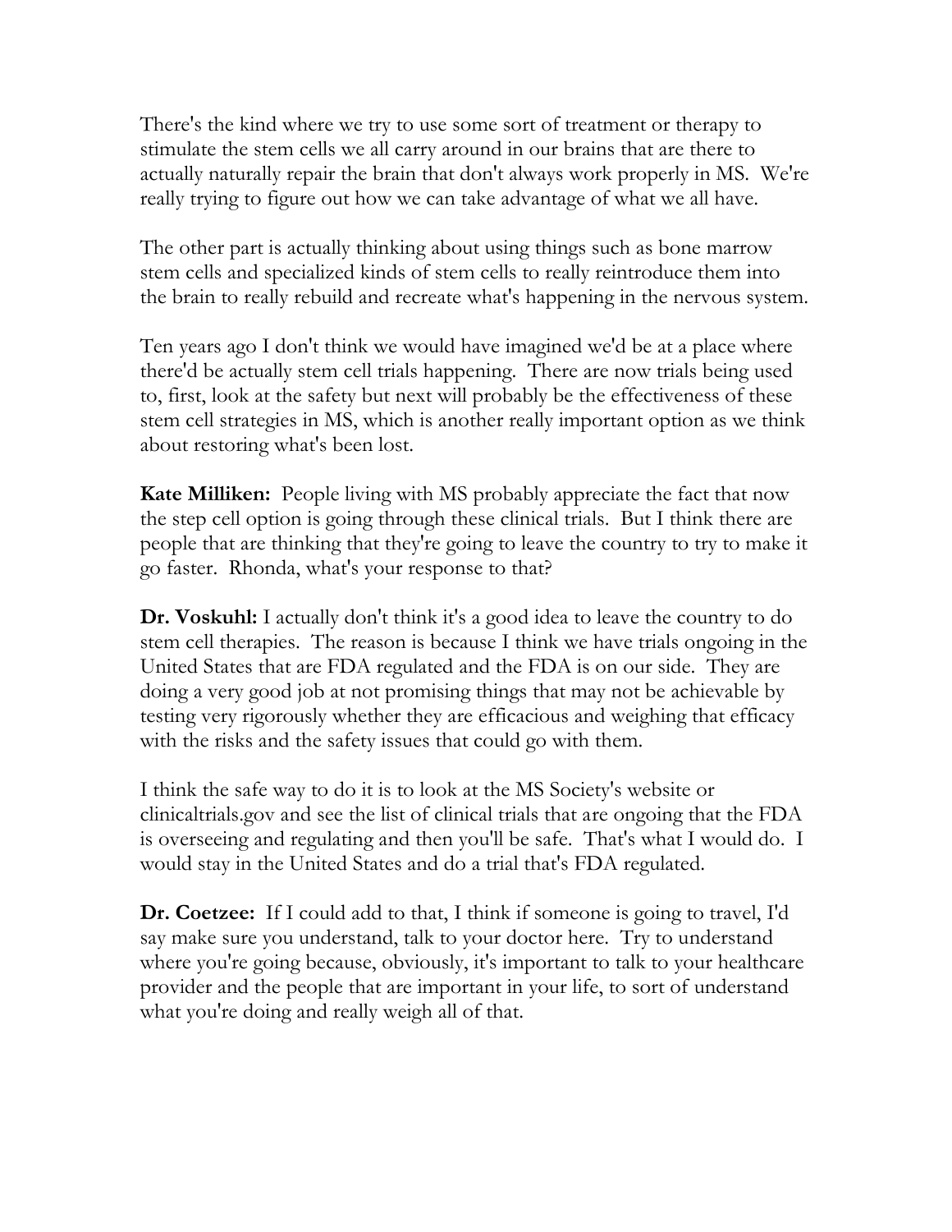There's the kind where we try to use some sort of treatment or therapy to stimulate the stem cells we all carry around in our brains that are there to actually naturally repair the brain that don't always work properly in MS. We're really trying to figure out how we can take advantage of what we all have.

The other part is actually thinking about using things such as bone marrow stem cells and specialized kinds of stem cells to really reintroduce them into the brain to really rebuild and recreate what's happening in the nervous system.

Ten years ago I don't think we would have imagined we'd be at a place where there'd be actually stem cell trials happening. There are now trials being used to, first, look at the safety but next will probably be the effectiveness of these stem cell strategies in MS, which is another really important option as we think about restoring what's been lost.

**Kate Milliken:** People living with MS probably appreciate the fact that now the step cell option is going through these clinical trials. But I think there are people that are thinking that they're going to leave the country to try to make it go faster. Rhonda, what's your response to that?

**Dr. Voskuhl:** I actually don't think it's a good idea to leave the country to do stem cell therapies. The reason is because I think we have trials ongoing in the United States that are FDA regulated and the FDA is on our side. They are doing a very good job at not promising things that may not be achievable by testing very rigorously whether they are efficacious and weighing that efficacy with the risks and the safety issues that could go with them.

I think the safe way to do it is to look at the MS Society's website or clinicaltrials.gov and see the list of clinical trials that are ongoing that the FDA is overseeing and regulating and then you'll be safe. That's what I would do. I would stay in the United States and do a trial that's FDA regulated.

**Dr. Coetzee:** If I could add to that, I think if someone is going to travel, I'd say make sure you understand, talk to your doctor here. Try to understand where you're going because, obviously, it's important to talk to your healthcare provider and the people that are important in your life, to sort of understand what you're doing and really weigh all of that.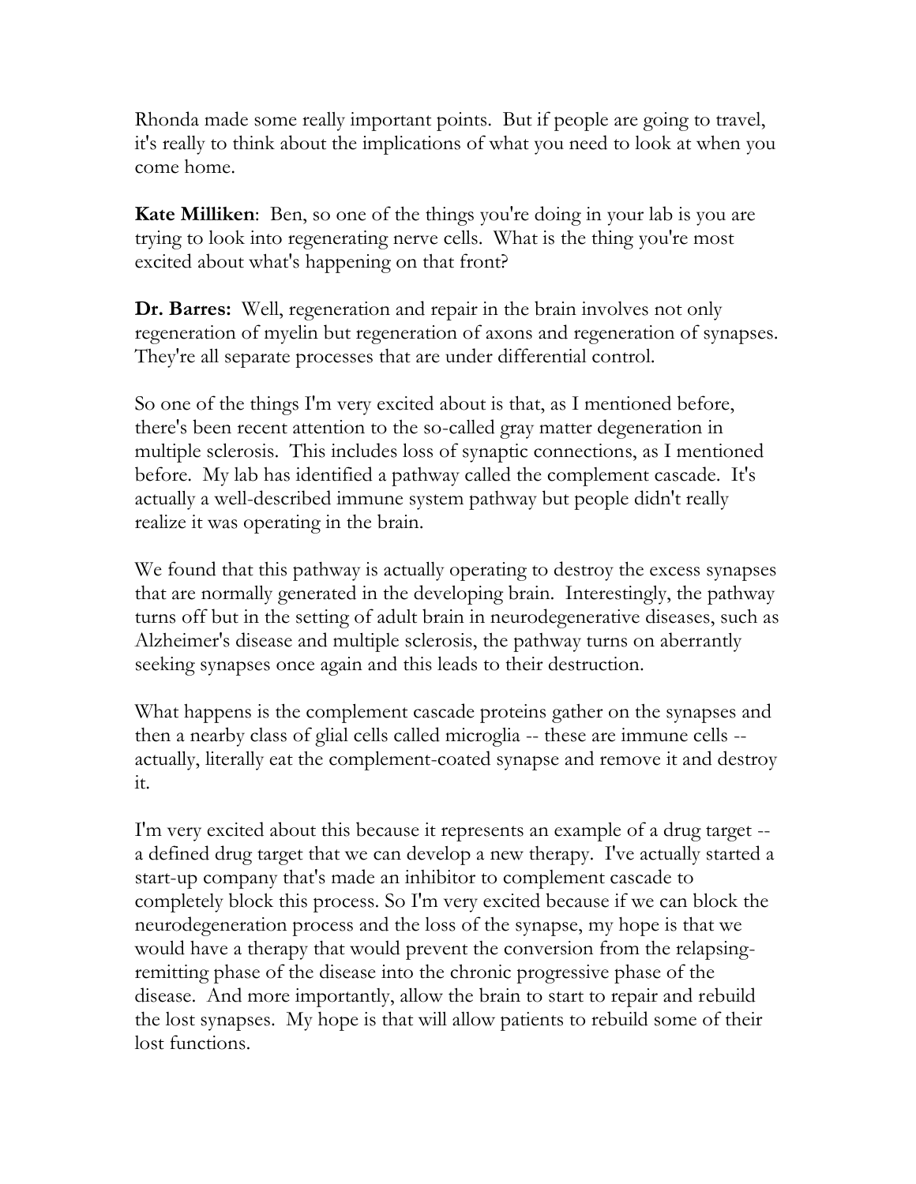Rhonda made some really important points. But if people are going to travel, it's really to think about the implications of what you need to look at when you come home.

**Kate Milliken**: Ben, so one of the things you're doing in your lab is you are trying to look into regenerating nerve cells. What is the thing you're most excited about what's happening on that front?

**Dr. Barres:** Well, regeneration and repair in the brain involves not only regeneration of myelin but regeneration of axons and regeneration of synapses. They're all separate processes that are under differential control.

So one of the things I'm very excited about is that, as I mentioned before, there's been recent attention to the so-called gray matter degeneration in multiple sclerosis. This includes loss of synaptic connections, as I mentioned before. My lab has identified a pathway called the complement cascade. It's actually a well-described immune system pathway but people didn't really realize it was operating in the brain.

We found that this pathway is actually operating to destroy the excess synapses that are normally generated in the developing brain. Interestingly, the pathway turns off but in the setting of adult brain in neurodegenerative diseases, such as Alzheimer's disease and multiple sclerosis, the pathway turns on aberrantly seeking synapses once again and this leads to their destruction.

What happens is the complement cascade proteins gather on the synapses and then a nearby class of glial cells called microglia -- these are immune cells -- actually, literally eat the complement-coated synapse and remove it and destroy it.

I'm very excited about this because it represents an example of a drug target -- a defined drug target that we can develop a new therapy. I've actually started a start-up company that's made an inhibitor to complement cascade to completely block this process. So I'm very excited because if we can block the neurodegeneration process and the loss of the synapse, my hope is that we would have a therapy that would prevent the conversion from the relapsing-remitting phase of the disease into the chronic progressive phase of the disease. And more importantly, allow the brain to start to repair and rebuild the lost synapses. My hope is that will allow patients to rebuild some of their lost functions.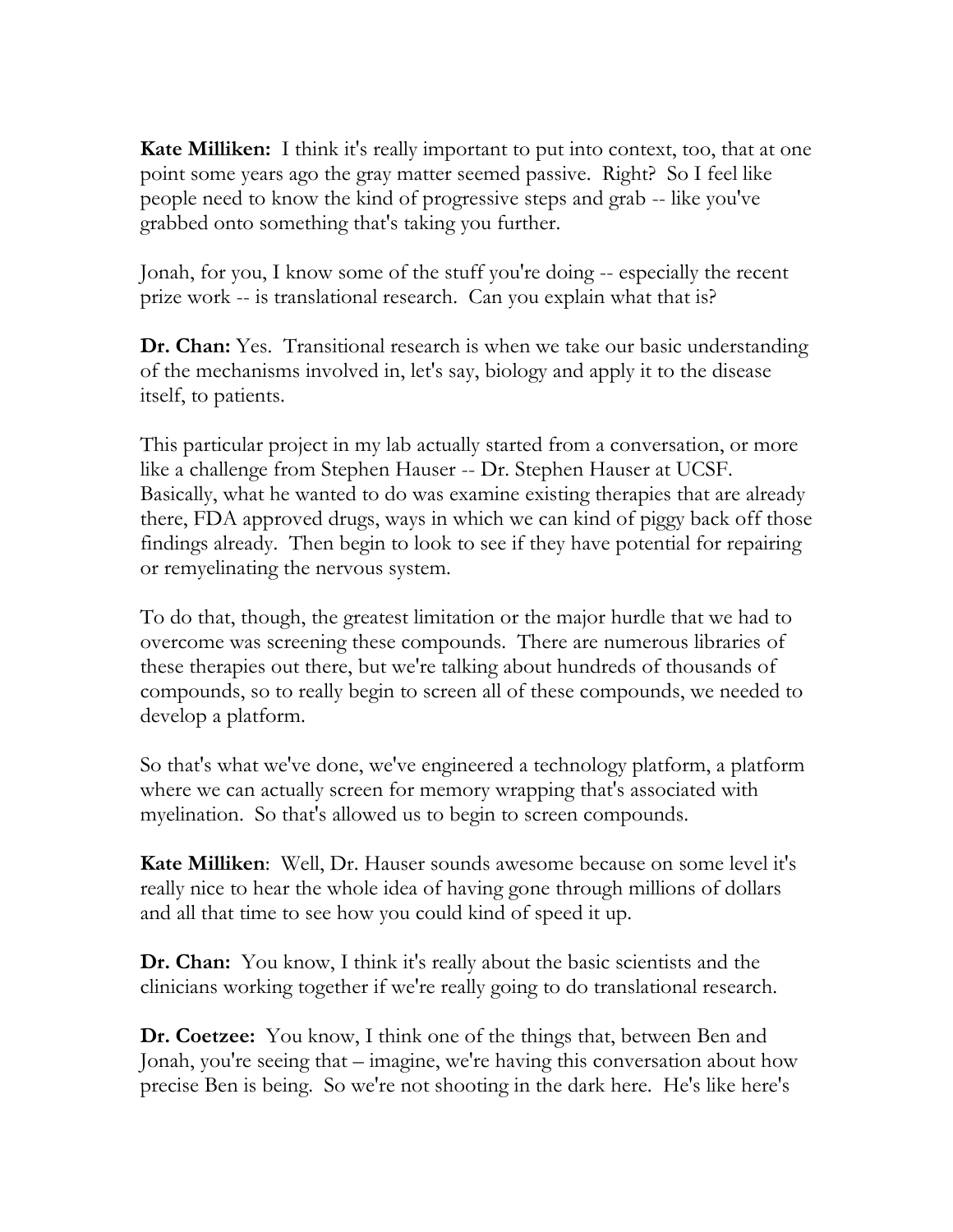**Kate Milliken:** I think it's really important to put into context, too, that at one point some years ago the gray matter seemed passive. Right? So I feel like people need to know the kind of progressive steps and grab -- like you've grabbed onto something that's taking you further.

Jonah, for you, I know some of the stuff you're doing -- especially the recent prize work -- is translational research. Can you explain what that is?

**Dr. Chan:** Yes. Transitional research is when we take our basic understanding of the mechanisms involved in, let's say, biology and apply it to the disease itself, to patients.

This particular project in my lab actually started from a conversation, or more like a challenge from Stephen Hauser -- Dr. Stephen Hauser at UCSF. Basically, what he wanted to do was examine existing therapies that are already there, FDA approved drugs, ways in which we can kind of piggy back off those findings already. Then begin to look to see if they have potential for repairing or remyelinating the nervous system.

To do that, though, the greatest limitation or the major hurdle that we had to overcome was screening these compounds. There are numerous libraries of these therapies out there, but we're talking about hundreds of thousands of compounds, so to really begin to screen all of these compounds, we needed to develop a platform.

So that's what we've done, we've engineered a technology platform, a platform where we can actually screen for memory wrapping that's associated with myelination. So that's allowed us to begin to screen compounds.

**Kate Milliken**: Well, Dr. Hauser sounds awesome because on some level it's really nice to hear the whole idea of having gone through millions of dollars and all that time to see how you could kind of speed it up.

**Dr. Chan:** You know, I think it's really about the basic scientists and the clinicians working together if we're really going to do translational research.

**Dr. Coetzee:** You know, I think one of the things that, between Ben and Jonah, you're seeing that – imagine, we're having this conversation about how precise Ben is being. So we're not shooting in the dark here. He's like here's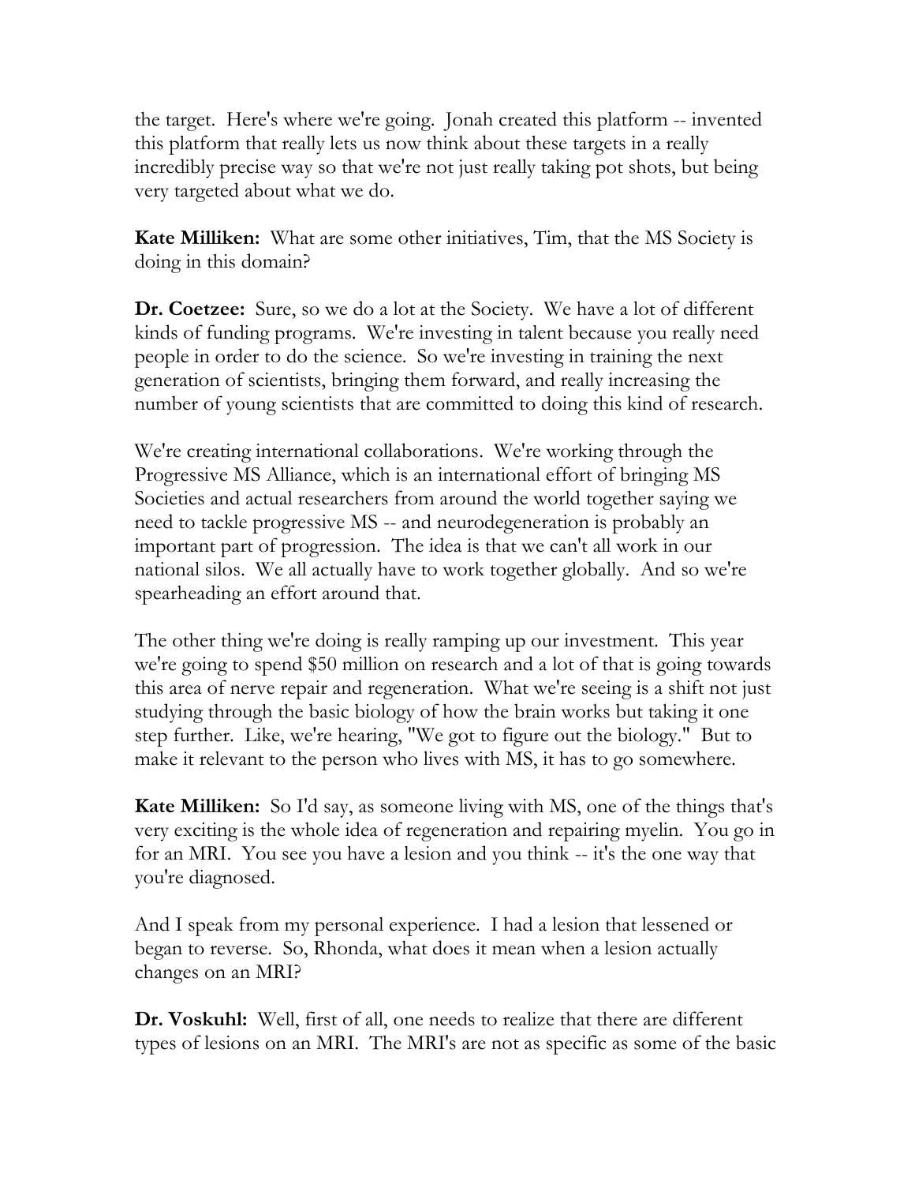the target. Here's where we're going. Jonah created this platform -- invented this platform that really lets us now think about these targets in a really incredibly precise way so that we're not just really taking pot shots, but being very targeted about what we do.

**Kate Milliken:** What are some other initiatives, Tim, that the MS Society is doing in this domain?

**Dr. Coetzee:** Sure, so we do a lot at the Society. We have a lot of different kinds of funding programs. We're investing in talent because you really need people in order to do the science. So we're investing in training the next generation of scientists, bringing them forward, and really increasing the number of young scientists that are committed to doing this kind of research.

We're creating international collaborations. We're working through the Progressive MS Alliance, which is an international effort of bringing MS Societies and actual researchers from around the world together saying we need to tackle progressive MS -- and neurodegeneration is probably an important part of progression. The idea is that we can't all work in our national silos. We all actually have to work together globally. And so we're spearheading an effort around that.

The other thing we're doing is really ramping up our investment. This year we're going to spend $50 million on research and a lot of that is going towards this area of nerve repair and regeneration. What we're seeing is a shift not just studying through the basic biology of how the brain works but taking it one step further. Like, we're hearing, "We got to figure out the biology." But to make it relevant to the person who lives with MS, it has to go somewhere.

**Kate Milliken:** So I'd say, as someone living with MS, one of the things that's very exciting is the whole idea of regeneration and repairing myelin. You go in for an MRI. You see you have a lesion and you think -- it's the one way that you're diagnosed.

And I speak from my personal experience. I had a lesion that lessened or began to reverse. So, Rhonda, what does it mean when a lesion actually changes on an MRI?

**Dr. Voskuhl:** Well, first of all, one needs to realize that there are different types of lesions on an MRI. The MRI's are not as specific as some of the basic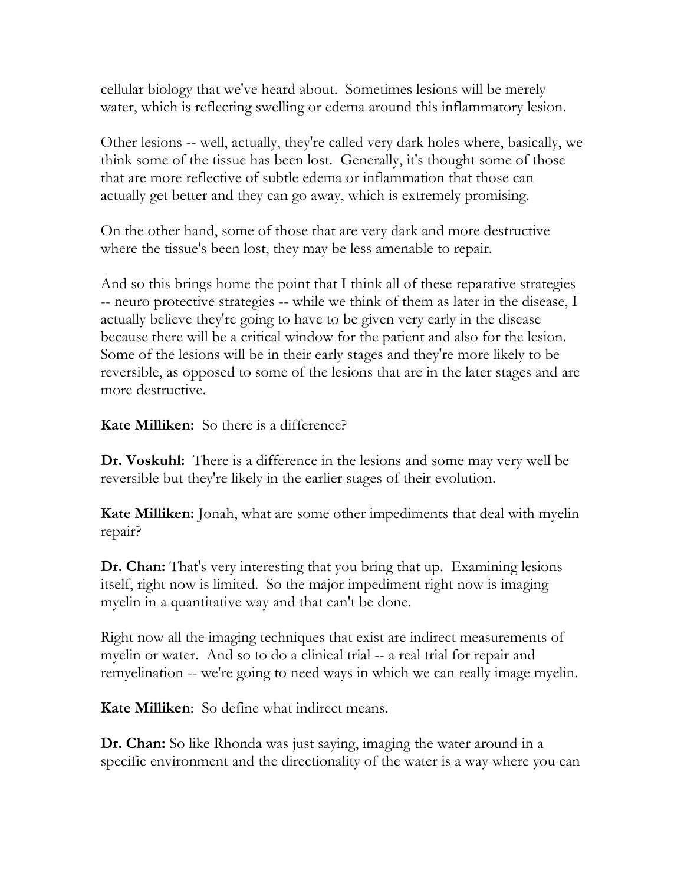cellular biology that we've heard about. Sometimes lesions will be merely water, which is reflecting swelling or edema around this inflammatory lesion.

Other lesions -- well, actually, they're called very dark holes where, basically, we think some of the tissue has been lost. Generally, it's thought some of those that are more reflective of subtle edema or inflammation that those can actually get better and they can go away, which is extremely promising.

On the other hand, some of those that are very dark and more destructive where the tissue's been lost, they may be less amenable to repair.

And so this brings home the point that I think all of these reparative strategies -- neuro protective strategies -- while we think of them as later in the disease, I actually believe they're going to have to be given very early in the disease because there will be a critical window for the patient and also for the lesion. Some of the lesions will be in their early stages and they're more likely to be reversible, as opposed to some of the lesions that are in the later stages and are more destructive.

**Kate Milliken:** So there is a difference?

**Dr. Voskuhl:** There is a difference in the lesions and some may very well be reversible but they're likely in the earlier stages of their evolution.

**Kate Milliken:** Jonah, what are some other impediments that deal with myelin repair?

**Dr. Chan:** That's very interesting that you bring that up. Examining lesions itself, right now is limited. So the major impediment right now is imaging myelin in a quantitative way and that can't be done.

Right now all the imaging techniques that exist are indirect measurements of myelin or water. And so to do a clinical trial -- a real trial for repair and remyelination -- we're going to need ways in which we can really image myelin.

**Kate Milliken**: So define what indirect means.

**Dr. Chan:** So like Rhonda was just saying, imaging the water around in a specific environment and the directionality of the water is a way where you can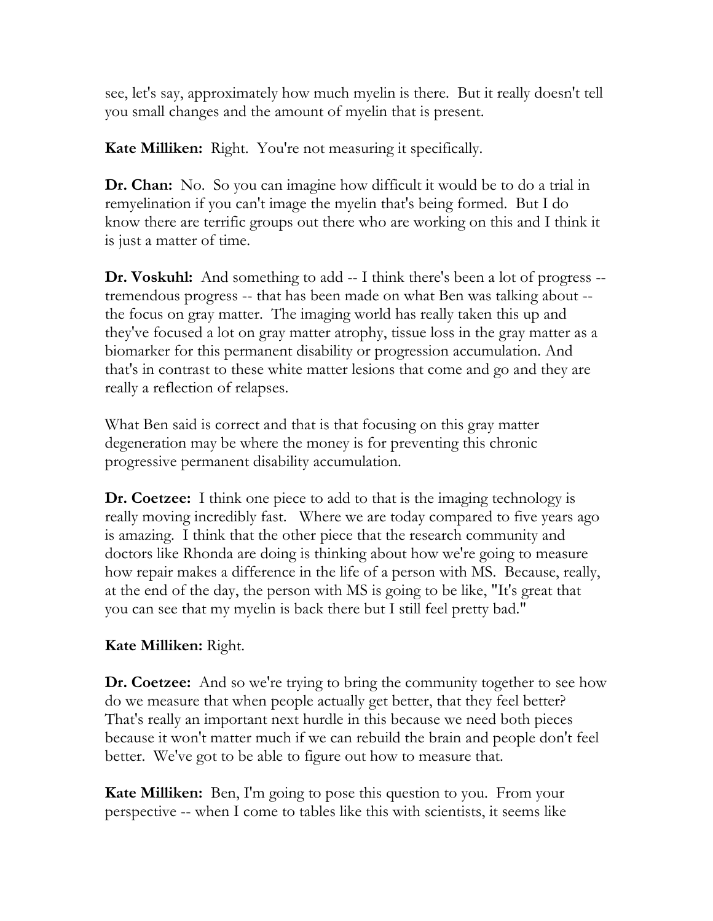see, let's say, approximately how much myelin is there. But it really doesn't tell you small changes and the amount of myelin that is present.

**Kate Milliken:** Right. You're not measuring it specifically.

**Dr. Chan:** No. So you can imagine how difficult it would be to do a trial in remyelination if you can't image the myelin that's being formed. But I do know there are terrific groups out there who are working on this and I think it is just a matter of time.

**Dr. Voskuhl:** And something to add -- I think there's been a lot of progress -- tremendous progress -- that has been made on what Ben was talking about -- the focus on gray matter. The imaging world has really taken this up and they've focused a lot on gray matter atrophy, tissue loss in the gray matter as a biomarker for this permanent disability or progression accumulation. And that's in contrast to these white matter lesions that come and go and they are really a reflection of relapses.

What Ben said is correct and that is that focusing on this gray matter degeneration may be where the money is for preventing this chronic progressive permanent disability accumulation.

**Dr. Coetzee:** I think one piece to add to that is the imaging technology is really moving incredibly fast. Where we are today compared to five years ago is amazing. I think that the other piece that the research community and doctors like Rhonda are doing is thinking about how we're going to measure how repair makes a difference in the life of a person with MS. Because, really, at the end of the day, the person with MS is going to be like, "It's great that you can see that my myelin is back there but I still feel pretty bad."

**Kate Milliken:** Right.

**Dr. Coetzee:** And so we're trying to bring the community together to see how do we measure that when people actually get better, that they feel better? That's really an important next hurdle in this because we need both pieces because it won't matter much if we can rebuild the brain and people don't feel better. We've got to be able to figure out how to measure that.

**Kate Milliken:** Ben, I'm going to pose this question to you. From your perspective -- when I come to tables like this with scientists, it seems like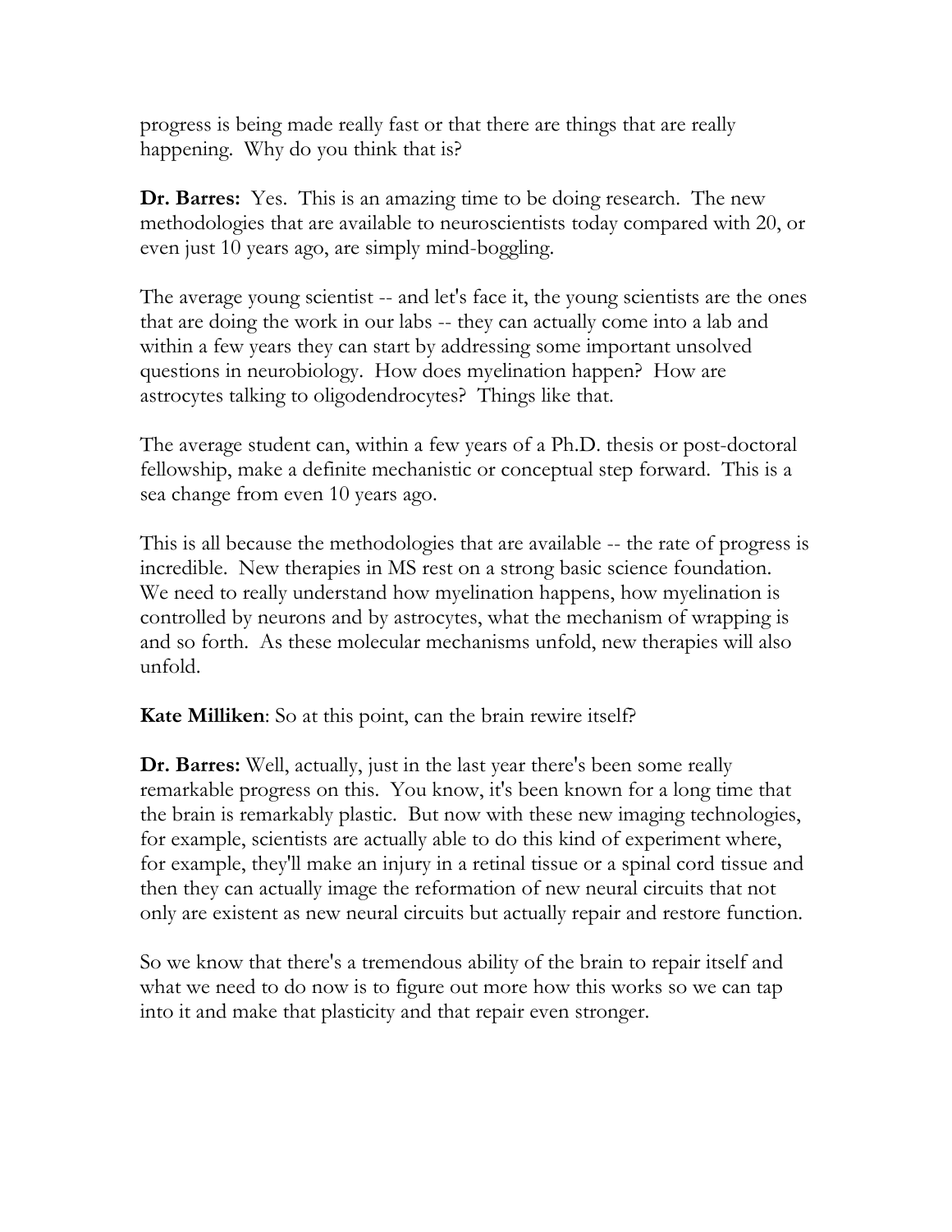progress is being made really fast or that there are things that are really happening. Why do you think that is?

**Dr. Barres:** Yes. This is an amazing time to be doing research. The new methodologies that are available to neuroscientists today compared with 20, or even just 10 years ago, are simply mind-boggling.

The average young scientist -- and let's face it, the young scientists are the ones that are doing the work in our labs -- they can actually come into a lab and within a few years they can start by addressing some important unsolved questions in neurobiology. How does myelination happen? How are astrocytes talking to oligodendrocytes? Things like that.

The average student can, within a few years of a Ph.D. thesis or post-doctoral fellowship, make a definite mechanistic or conceptual step forward. This is a sea change from even 10 years ago.

This is all because the methodologies that are available -- the rate of progress is incredible. New therapies in MS rest on a strong basic science foundation. We need to really understand how myelination happens, how myelination is controlled by neurons and by astrocytes, what the mechanism of wrapping is and so forth. As these molecular mechanisms unfold, new therapies will also unfold.

**Kate Milliken**: So at this point, can the brain rewire itself?

**Dr. Barres:** Well, actually, just in the last year there's been some really remarkable progress on this. You know, it's been known for a long time that the brain is remarkably plastic. But now with these new imaging technologies, for example, scientists are actually able to do this kind of experiment where, for example, they'll make an injury in a retinal tissue or a spinal cord tissue and then they can actually image the reformation of new neural circuits that not only are existent as new neural circuits but actually repair and restore function.

So we know that there's a tremendous ability of the brain to repair itself and what we need to do now is to figure out more how this works so we can tap into it and make that plasticity and that repair even stronger.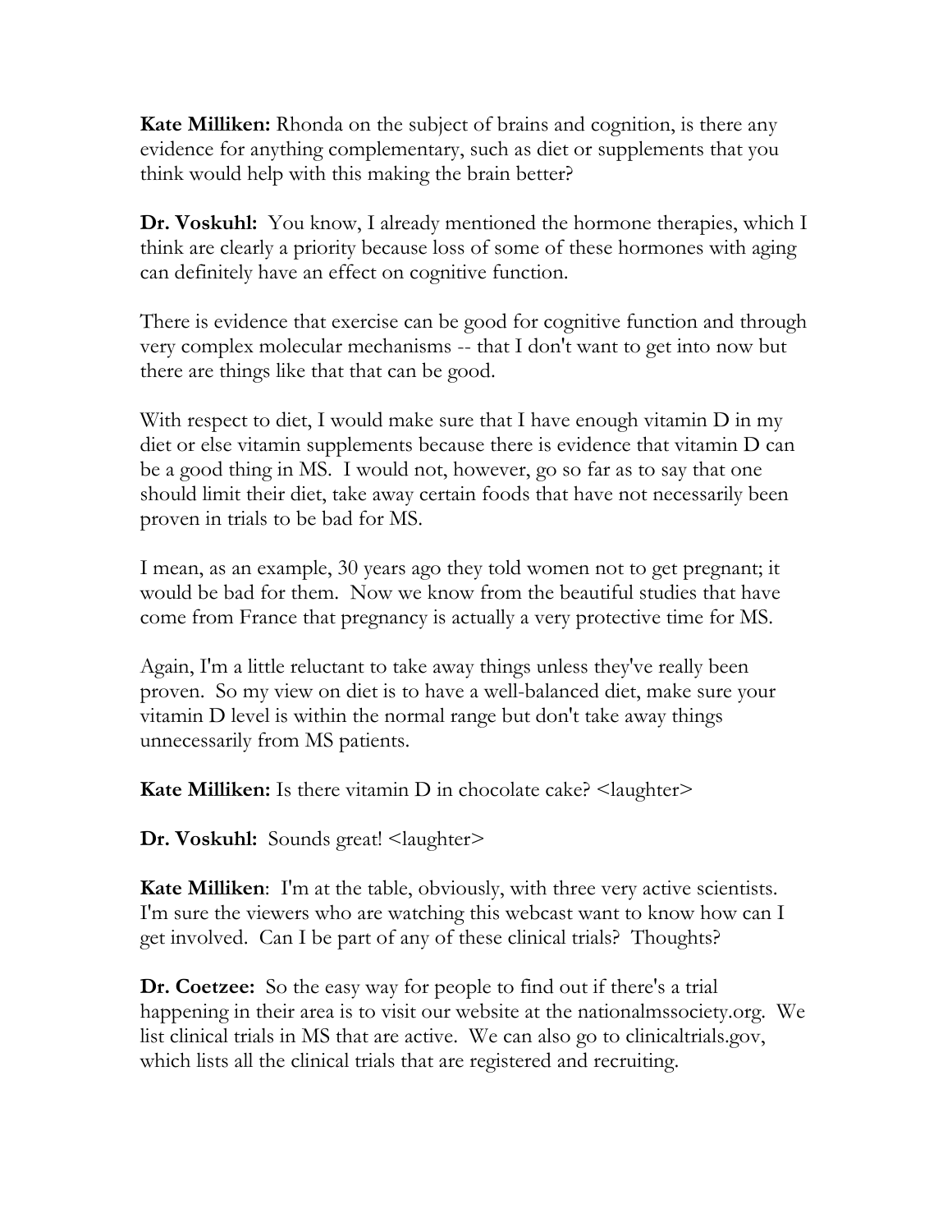**Kate Milliken:** Rhonda on the subject of brains and cognition, is there any evidence for anything complementary, such as diet or supplements that you think would help with this making the brain better?

**Dr. Voskuhl:** You know, I already mentioned the hormone therapies, which I think are clearly a priority because loss of some of these hormones with aging can definitely have an effect on cognitive function.

There is evidence that exercise can be good for cognitive function and through very complex molecular mechanisms -- that I don't want to get into now but there are things like that that can be good.

With respect to diet, I would make sure that I have enough vitamin D in my diet or else vitamin supplements because there is evidence that vitamin D can be a good thing in MS. I would not, however, go so far as to say that one should limit their diet, take away certain foods that have not necessarily been proven in trials to be bad for MS.

I mean, as an example, 30 years ago they told women not to get pregnant; it would be bad for them. Now we know from the beautiful studies that have come from France that pregnancy is actually a very protective time for MS.

Again, I'm a little reluctant to take away things unless they've really been proven. So my view on diet is to have a well-balanced diet, make sure your vitamin D level is within the normal range but don't take away things unnecessarily from MS patients.

**Kate Milliken:** Is there vitamin D in chocolate cake? <laughter>

**Dr. Voskuhl:** Sounds great! <laughter>

**Kate Milliken**: I'm at the table, obviously, with three very active scientists. I'm sure the viewers who are watching this webcast want to know how can I get involved. Can I be part of any of these clinical trials? Thoughts?

**Dr. Coetzee:** So the easy way for people to find out if there's a trial happening in their area is to visit our website at the nationalmssociety.org. We list clinical trials in MS that are active. We can also go to clinicaltrials.gov, which lists all the clinical trials that are registered and recruiting.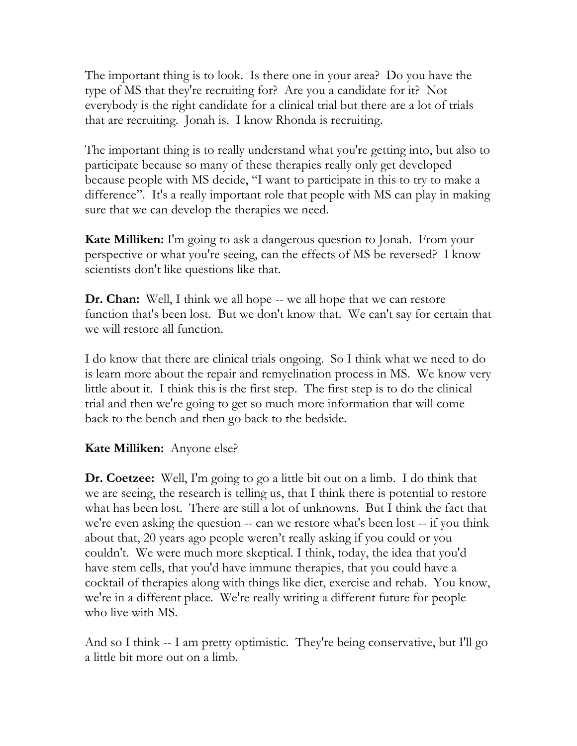The important thing is to look. Is there one in your area? Do you have the type of MS that they're recruiting for? Are you a candidate for it? Not everybody is the right candidate for a clinical trial but there are a lot of trials that are recruiting. Jonah is. I know Rhonda is recruiting.

The important thing is to really understand what you're getting into, but also to participate because so many of these therapies really only get developed because people with MS decide, "I want to participate in this to try to make a difference". It's a really important role that people with MS can play in making sure that we can develop the therapies we need.

**Kate Milliken:** I'm going to ask a dangerous question to Jonah. From your perspective or what you're seeing, can the effects of MS be reversed? I know scientists don't like questions like that.

**Dr. Chan:** Well, I think we all hope -- we all hope that we can restore function that's been lost. But we don't know that. We can't say for certain that we will restore all function.

I do know that there are clinical trials ongoing. So I think what we need to do is learn more about the repair and remyelination process in MS. We know very little about it. I think this is the first step. The first step is to do the clinical trial and then we're going to get so much more information that will come back to the bench and then go back to the bedside.

**Kate Milliken:** Anyone else?

**Dr. Coetzee:** Well, I'm going to go a little bit out on a limb. I do think that we are seeing, the research is telling us, that I think there is potential to restore what has been lost. There are still a lot of unknowns. But I think the fact that we're even asking the question -- can we restore what's been lost -- if you think about that, 20 years ago people weren't really asking if you could or you couldn't. We were much more skeptical. I think, today, the idea that you'd have stem cells, that you'd have immune therapies, that you could have a cocktail of therapies along with things like diet, exercise and rehab. You know, we're in a different place. We're really writing a different future for people who live with MS.

And so I think -- I am pretty optimistic. They're being conservative, but I'll go a little bit more out on a limb.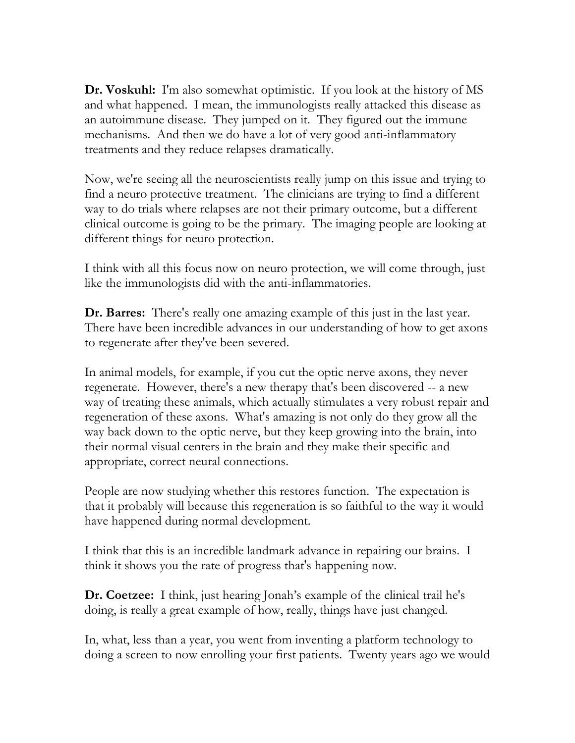**Dr. Voskuhl:** I'm also somewhat optimistic. If you look at the history of MS and what happened. I mean, the immunologists really attacked this disease as an autoimmune disease. They jumped on it. They figured out the immune mechanisms. And then we do have a lot of very good anti-inflammatory treatments and they reduce relapses dramatically.

Now, we're seeing all the neuroscientists really jump on this issue and trying to find a neuro protective treatment. The clinicians are trying to find a different way to do trials where relapses are not their primary outcome, but a different clinical outcome is going to be the primary. The imaging people are looking at different things for neuro protection.

I think with all this focus now on neuro protection, we will come through, just like the immunologists did with the anti-inflammatories.

**Dr. Barres:** There's really one amazing example of this just in the last year. There have been incredible advances in our understanding of how to get axons to regenerate after they've been severed.

In animal models, for example, if you cut the optic nerve axons, they never regenerate. However, there's a new therapy that's been discovered -- a new way of treating these animals, which actually stimulates a very robust repair and regeneration of these axons. What's amazing is not only do they grow all the way back down to the optic nerve, but they keep growing into the brain, into their normal visual centers in the brain and they make their specific and appropriate, correct neural connections.

People are now studying whether this restores function. The expectation is that it probably will because this regeneration is so faithful to the way it would have happened during normal development.

I think that this is an incredible landmark advance in repairing our brains. I think it shows you the rate of progress that's happening now.

**Dr. Coetzee:** I think, just hearing Jonah's example of the clinical trail he's doing, is really a great example of how, really, things have just changed.

In, what, less than a year, you went from inventing a platform technology to doing a screen to now enrolling your first patients. Twenty years ago we would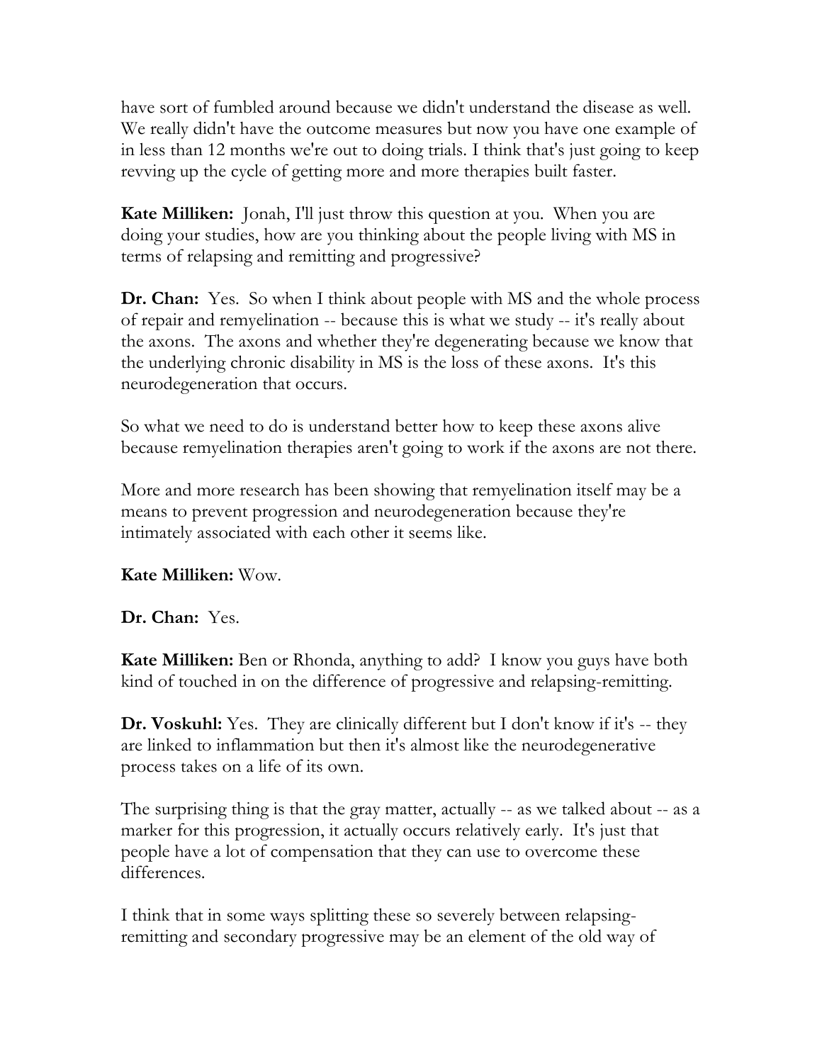have sort of fumbled around because we didn't understand the disease as well. We really didn't have the outcome measures but now you have one example of in less than 12 months we're out to doing trials. I think that's just going to keep revving up the cycle of getting more and more therapies built faster.

**Kate Milliken:** Jonah, I'll just throw this question at you. When you are doing your studies, how are you thinking about the people living with MS in terms of relapsing and remitting and progressive?

**Dr. Chan:** Yes. So when I think about people with MS and the whole process of repair and remyelination -- because this is what we study -- it's really about the axons. The axons and whether they're degenerating because we know that the underlying chronic disability in MS is the loss of these axons. It's this neurodegeneration that occurs.

So what we need to do is understand better how to keep these axons alive because remyelination therapies aren't going to work if the axons are not there.

More and more research has been showing that remyelination itself may be a means to prevent progression and neurodegeneration because they're intimately associated with each other it seems like.

**Kate Milliken:** Wow.

**Dr. Chan:** Yes.

**Kate Milliken:** Ben or Rhonda, anything to add? I know you guys have both kind of touched in on the difference of progressive and relapsing-remitting.

**Dr. Voskuhl:** Yes. They are clinically different but I don't know if it's -- they are linked to inflammation but then it's almost like the neurodegenerative process takes on a life of its own.

The surprising thing is that the gray matter, actually -- as we talked about -- as a marker for this progression, it actually occurs relatively early. It's just that people have a lot of compensation that they can use to overcome these differences.

I think that in some ways splitting these so severely between relapsing-remitting and secondary progressive may be an element of the old way of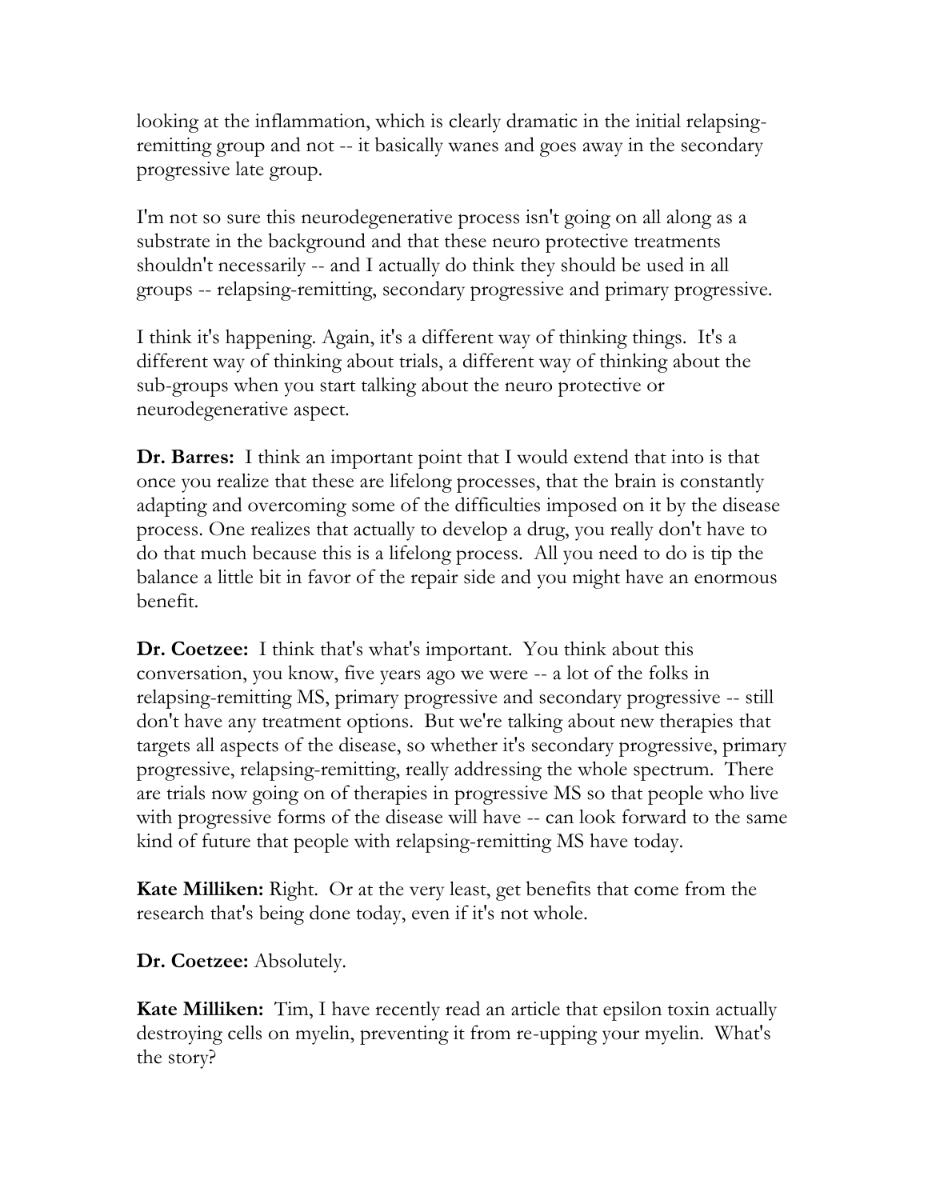looking at the inflammation, which is clearly dramatic in the initial relapsing-remitting group and not -- it basically wanes and goes away in the secondary progressive late group.

I'm not so sure this neurodegenerative process isn't going on all along as a substrate in the background and that these neuro protective treatments shouldn't necessarily -- and I actually do think they should be used in all groups -- relapsing-remitting, secondary progressive and primary progressive.

I think it's happening. Again, it's a different way of thinking things. It's a different way of thinking about trials, a different way of thinking about the sub-groups when you start talking about the neuro protective or neurodegenerative aspect.

**Dr. Barres:** I think an important point that I would extend that into is that once you realize that these are lifelong processes, that the brain is constantly adapting and overcoming some of the difficulties imposed on it by the disease process. One realizes that actually to develop a drug, you really don't have to do that much because this is a lifelong process. All you need to do is tip the balance a little bit in favor of the repair side and you might have an enormous benefit.

**Dr. Coetzee:** I think that's what's important. You think about this conversation, you know, five years ago we were -- a lot of the folks in relapsing-remitting MS, primary progressive and secondary progressive -- still don't have any treatment options. But we're talking about new therapies that targets all aspects of the disease, so whether it's secondary progressive, primary progressive, relapsing-remitting, really addressing the whole spectrum. There are trials now going on of therapies in progressive MS so that people who live with progressive forms of the disease will have -- can look forward to the same kind of future that people with relapsing-remitting MS have today.

**Kate Milliken:** Right. Or at the very least, get benefits that come from the research that's being done today, even if it's not whole.

**Dr. Coetzee:** Absolutely.

**Kate Milliken:** Tim, I have recently read an article that epsilon toxin actually destroying cells on myelin, preventing it from re-upping your myelin. What's the story?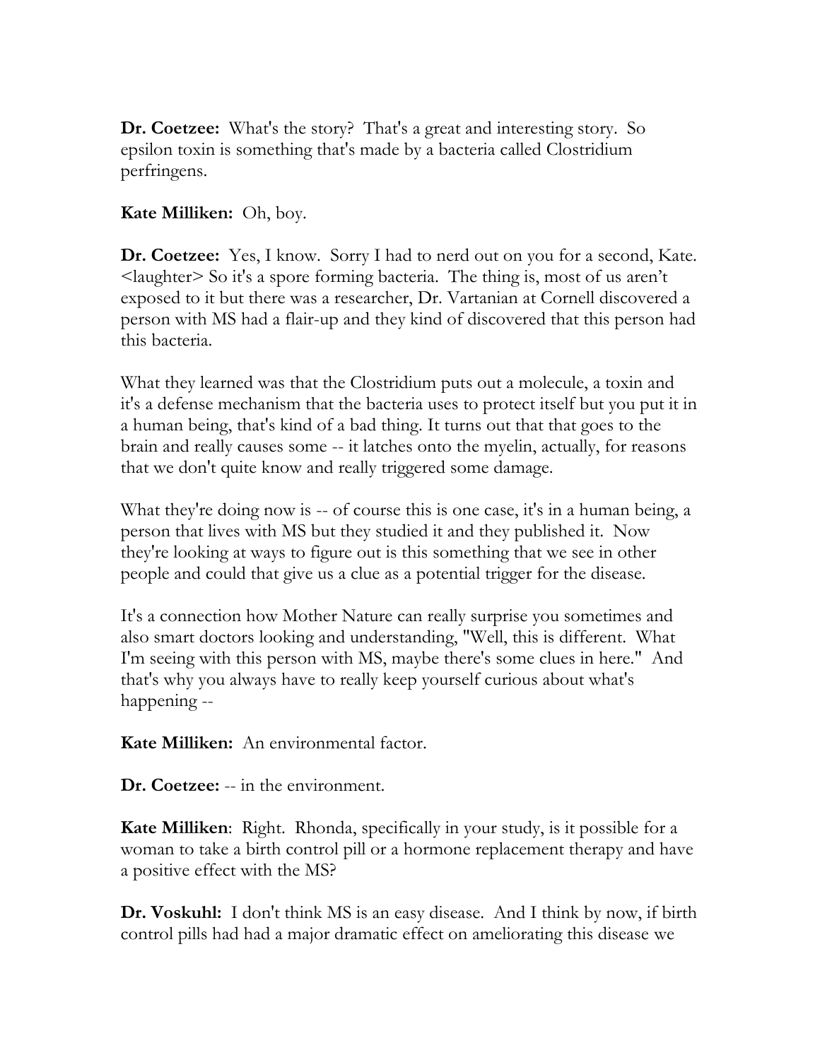**Dr. Coetzee:** What's the story? That's a great and interesting story. So epsilon toxin is something that's made by a bacteria called Clostridium perfringens.

**Kate Milliken:** Oh, boy.

**Dr. Coetzee:** Yes, I know. Sorry I had to nerd out on you for a second, Kate. <laughter> So it's a spore forming bacteria. The thing is, most of us aren't exposed to it but there was a researcher, Dr. Vartanian at Cornell discovered a person with MS had a flair-up and they kind of discovered that this person had this bacteria.

What they learned was that the Clostridium puts out a molecule, a toxin and it's a defense mechanism that the bacteria uses to protect itself but you put it in a human being, that's kind of a bad thing. It turns out that that goes to the brain and really causes some -- it latches onto the myelin, actually, for reasons that we don't quite know and really triggered some damage.

What they're doing now is -- of course this is one case, it's in a human being, a person that lives with MS but they studied it and they published it. Now they're looking at ways to figure out is this something that we see in other people and could that give us a clue as a potential trigger for the disease.

It's a connection how Mother Nature can really surprise you sometimes and also smart doctors looking and understanding, "Well, this is different. What I'm seeing with this person with MS, maybe there's some clues in here." And that's why you always have to really keep yourself curious about what's happening --

**Kate Milliken:** An environmental factor.

**Dr. Coetzee:** -- in the environment.

**Kate Milliken**: Right. Rhonda, specifically in your study, is it possible for a woman to take a birth control pill or a hormone replacement therapy and have a positive effect with the MS?

**Dr. Voskuhl:** I don't think MS is an easy disease. And I think by now, if birth control pills had had a major dramatic effect on ameliorating this disease we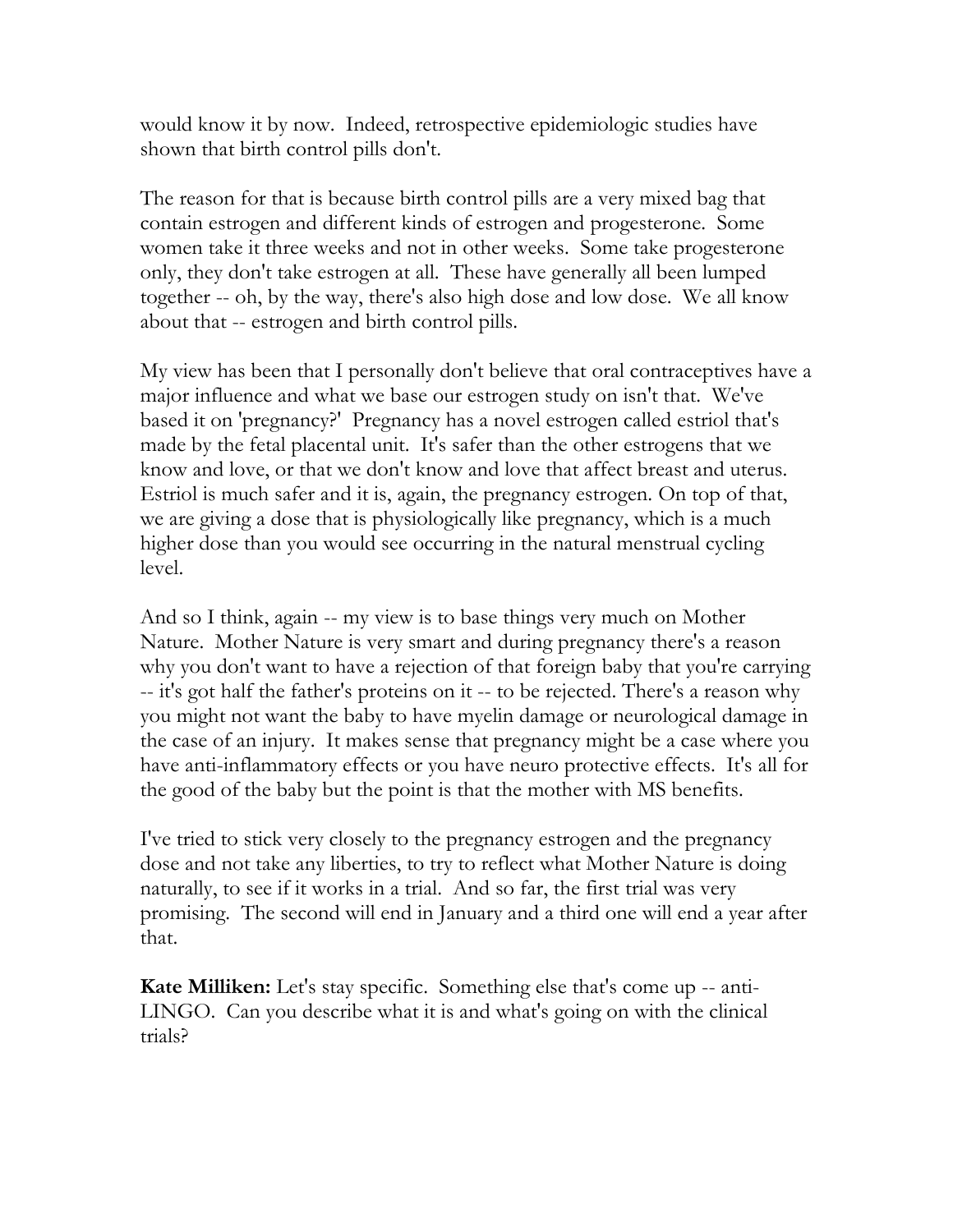would know it by now. Indeed, retrospective epidemiologic studies have shown that birth control pills don't.

The reason for that is because birth control pills are a very mixed bag that contain estrogen and different kinds of estrogen and progesterone. Some women take it three weeks and not in other weeks. Some take progesterone only, they don't take estrogen at all. These have generally all been lumped together -- oh, by the way, there's also high dose and low dose. We all know about that -- estrogen and birth control pills.

My view has been that I personally don't believe that oral contraceptives have a major influence and what we base our estrogen study on isn't that. We've based it on 'pregnancy?' Pregnancy has a novel estrogen called estriol that's made by the fetal placental unit. It's safer than the other estrogens that we know and love, or that we don't know and love that affect breast and uterus. Estriol is much safer and it is, again, the pregnancy estrogen. On top of that, we are giving a dose that is physiologically like pregnancy, which is a much higher dose than you would see occurring in the natural menstrual cycling level.

And so I think, again -- my view is to base things very much on Mother Nature. Mother Nature is very smart and during pregnancy there's a reason why you don't want to have a rejection of that foreign baby that you're carrying -- it's got half the father's proteins on it -- to be rejected. There's a reason why you might not want the baby to have myelin damage or neurological damage in the case of an injury. It makes sense that pregnancy might be a case where you have anti-inflammatory effects or you have neuro protective effects. It's all for the good of the baby but the point is that the mother with MS benefits.

I've tried to stick very closely to the pregnancy estrogen and the pregnancy dose and not take any liberties, to try to reflect what Mother Nature is doing naturally, to see if it works in a trial. And so far, the first trial was very promising. The second will end in January and a third one will end a year after that.

**Kate Milliken:** Let's stay specific. Something else that's come up -- anti-LINGO. Can you describe what it is and what's going on with the clinical trials?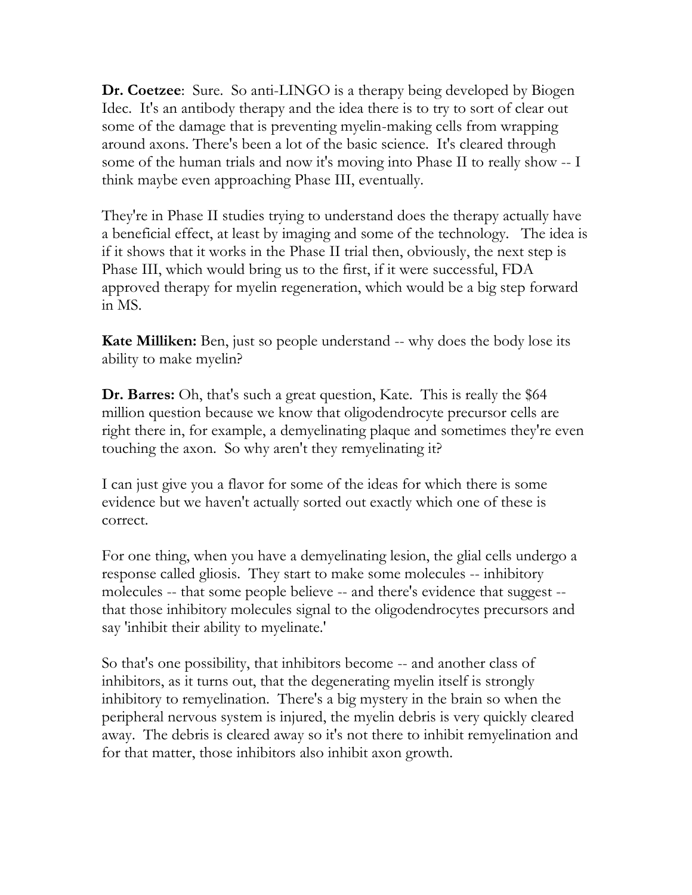**Dr. Coetzee**: Sure. So anti-LINGO is a therapy being developed by Biogen Idec. It's an antibody therapy and the idea there is to try to sort of clear out some of the damage that is preventing myelin-making cells from wrapping around axons. There's been a lot of the basic science. It's cleared through some of the human trials and now it's moving into Phase II to really show -- I think maybe even approaching Phase III, eventually.

They're in Phase II studies trying to understand does the therapy actually have a beneficial effect, at least by imaging and some of the technology. The idea is if it shows that it works in the Phase II trial then, obviously, the next step is Phase III, which would bring us to the first, if it were successful, FDA approved therapy for myelin regeneration, which would be a big step forward in MS.

**Kate Milliken:** Ben, just so people understand -- why does the body lose its ability to make myelin?

**Dr. Barres:** Oh, that's such a great question, Kate. This is really the $64 million question because we know that oligodendrocyte precursor cells are right there in, for example, a demyelinating plaque and sometimes they're even touching the axon. So why aren't they remyelinating it?

I can just give you a flavor for some of the ideas for which there is some evidence but we haven't actually sorted out exactly which one of these is correct.

For one thing, when you have a demyelinating lesion, the glial cells undergo a response called gliosis. They start to make some molecules -- inhibitory molecules -- that some people believe -- and there's evidence that suggest -- that those inhibitory molecules signal to the oligodendrocytes precursors and say 'inhibit their ability to myelinate.'

So that's one possibility, that inhibitors become -- and another class of inhibitors, as it turns out, that the degenerating myelin itself is strongly inhibitory to remyelination. There's a big mystery in the brain so when the peripheral nervous system is injured, the myelin debris is very quickly cleared away. The debris is cleared away so it's not there to inhibit remyelination and for that matter, those inhibitors also inhibit axon growth.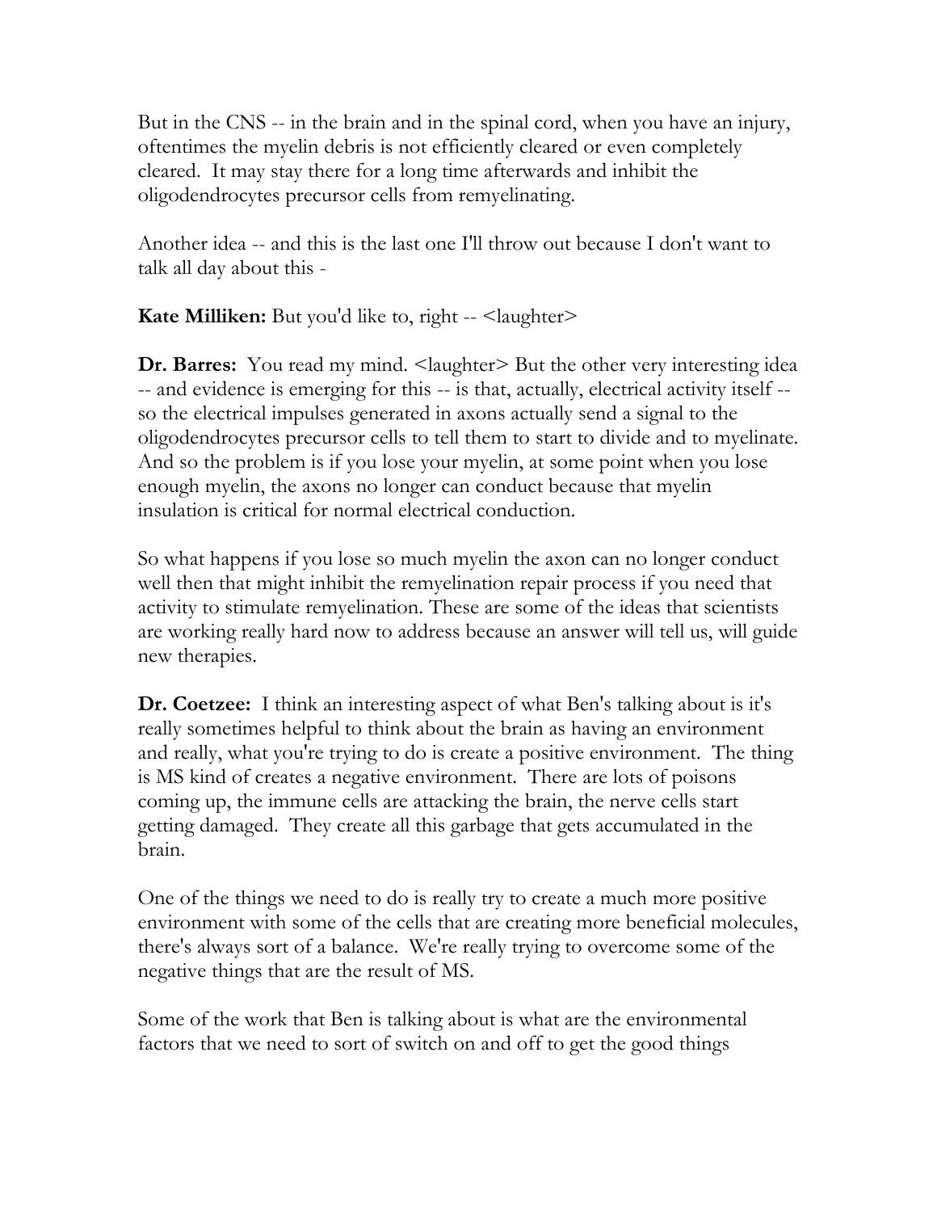But in the CNS -- in the brain and in the spinal cord, when you have an injury, oftentimes the myelin debris is not efficiently cleared or even completely cleared. It may stay there for a long time afterwards and inhibit the oligodendrocytes precursor cells from remyelinating.

Another idea -- and this is the last one I'll throw out because I don't want to talk all day about this -

**Kate Milliken:** But you'd like to, right -- <laughter>

**Dr. Barres:** You read my mind. <laughter> But the other very interesting idea -- and evidence is emerging for this -- is that, actually, electrical activity itself -- so the electrical impulses generated in axons actually send a signal to the oligodendrocytes precursor cells to tell them to start to divide and to myelinate. And so the problem is if you lose your myelin, at some point when you lose enough myelin, the axons no longer can conduct because that myelin insulation is critical for normal electrical conduction.

So what happens if you lose so much myelin the axon can no longer conduct well then that might inhibit the remyelination repair process if you need that activity to stimulate remyelination. These are some of the ideas that scientists are working really hard now to address because an answer will tell us, will guide new therapies.

**Dr. Coetzee:** I think an interesting aspect of what Ben's talking about is it's really sometimes helpful to think about the brain as having an environment and really, what you're trying to do is create a positive environment. The thing is MS kind of creates a negative environment. There are lots of poisons coming up, the immune cells are attacking the brain, the nerve cells start getting damaged. They create all this garbage that gets accumulated in the brain.

One of the things we need to do is really try to create a much more positive environment with some of the cells that are creating more beneficial molecules, there's always sort of a balance. We're really trying to overcome some of the negative things that are the result of MS.

Some of the work that Ben is talking about is what are the environmental factors that we need to sort of switch on and off to get the good things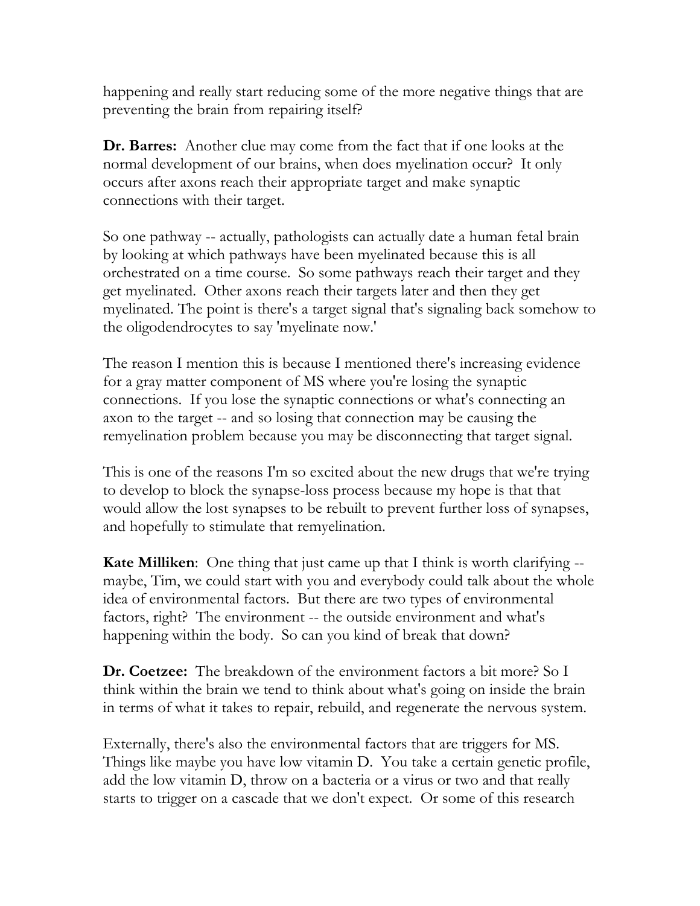happening and really start reducing some of the more negative things that are preventing the brain from repairing itself?

**Dr. Barres:** Another clue may come from the fact that if one looks at the normal development of our brains, when does myelination occur? It only occurs after axons reach their appropriate target and make synaptic connections with their target.

So one pathway -- actually, pathologists can actually date a human fetal brain by looking at which pathways have been myelinated because this is all orchestrated on a time course. So some pathways reach their target and they get myelinated. Other axons reach their targets later and then they get myelinated. The point is there's a target signal that's signaling back somehow to the oligodendrocytes to say 'myelinate now.'

The reason I mention this is because I mentioned there's increasing evidence for a gray matter component of MS where you're losing the synaptic connections. If you lose the synaptic connections or what's connecting an axon to the target -- and so losing that connection may be causing the remyelination problem because you may be disconnecting that target signal.

This is one of the reasons I'm so excited about the new drugs that we're trying to develop to block the synapse-loss process because my hope is that that would allow the lost synapses to be rebuilt to prevent further loss of synapses, and hopefully to stimulate that remyelination.

**Kate Milliken**: One thing that just came up that I think is worth clarifying -- maybe, Tim, we could start with you and everybody could talk about the whole idea of environmental factors. But there are two types of environmental factors, right? The environment -- the outside environment and what's happening within the body. So can you kind of break that down?

**Dr. Coetzee:** The breakdown of the environment factors a bit more? So I think within the brain we tend to think about what's going on inside the brain in terms of what it takes to repair, rebuild, and regenerate the nervous system.

Externally, there's also the environmental factors that are triggers for MS. Things like maybe you have low vitamin D. You take a certain genetic profile, add the low vitamin D, throw on a bacteria or a virus or two and that really starts to trigger on a cascade that we don't expect. Or some of this research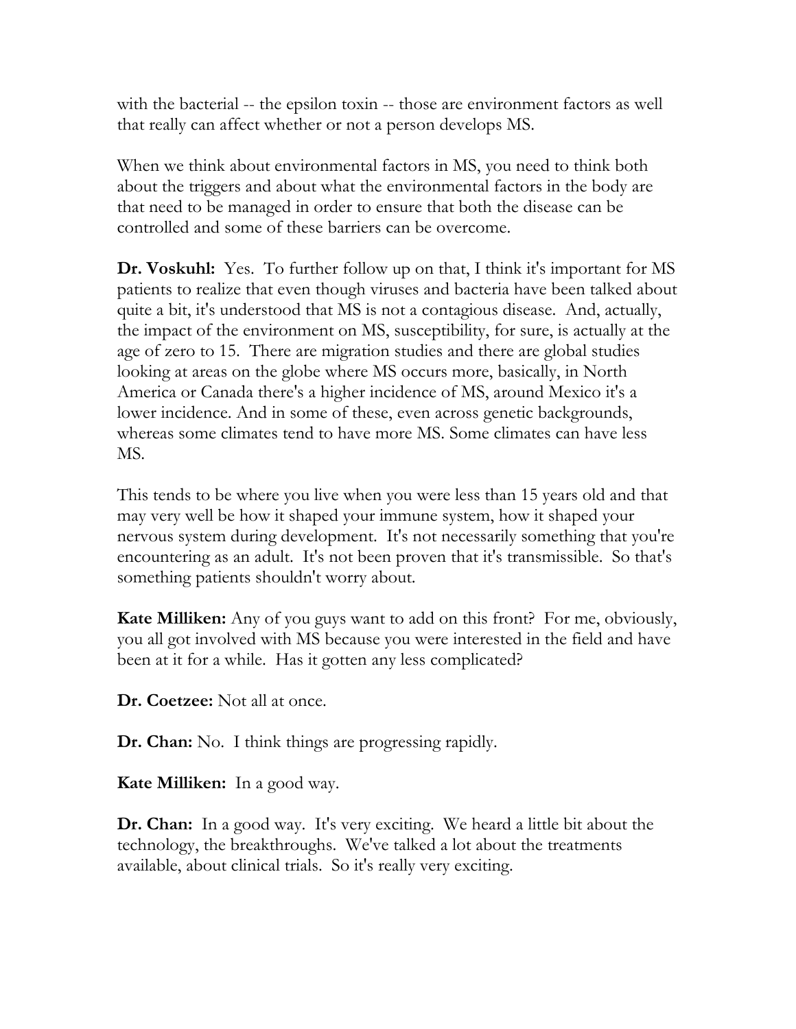with the bacterial -- the epsilon toxin -- those are environment factors as well that really can affect whether or not a person develops MS.

When we think about environmental factors in MS, you need to think both about the triggers and about what the environmental factors in the body are that need to be managed in order to ensure that both the disease can be controlled and some of these barriers can be overcome.

**Dr. Voskuhl:** Yes. To further follow up on that, I think it's important for MS patients to realize that even though viruses and bacteria have been talked about quite a bit, it's understood that MS is not a contagious disease. And, actually, the impact of the environment on MS, susceptibility, for sure, is actually at the age of zero to 15. There are migration studies and there are global studies looking at areas on the globe where MS occurs more, basically, in North America or Canada there's a higher incidence of MS, around Mexico it's a lower incidence. And in some of these, even across genetic backgrounds, whereas some climates tend to have more MS. Some climates can have less MS.

This tends to be where you live when you were less than 15 years old and that may very well be how it shaped your immune system, how it shaped your nervous system during development. It's not necessarily something that you're encountering as an adult. It's not been proven that it's transmissible. So that's something patients shouldn't worry about.

**Kate Milliken:** Any of you guys want to add on this front? For me, obviously, you all got involved with MS because you were interested in the field and have been at it for a while. Has it gotten any less complicated?

**Dr. Coetzee:** Not all at once.

**Dr. Chan:** No. I think things are progressing rapidly.

**Kate Milliken:** In a good way.

**Dr. Chan:** In a good way. It's very exciting. We heard a little bit about the technology, the breakthroughs. We've talked a lot about the treatments available, about clinical trials. So it's really very exciting.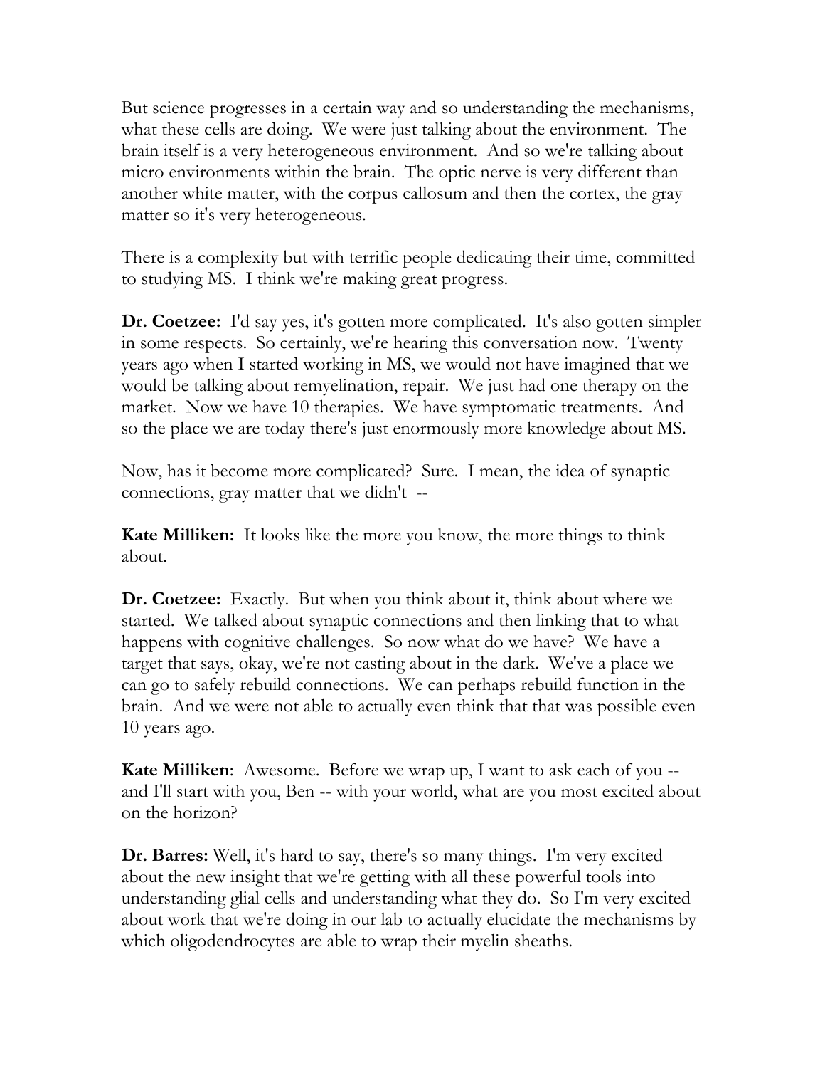But science progresses in a certain way and so understanding the mechanisms, what these cells are doing. We were just talking about the environment. The brain itself is a very heterogeneous environment. And so we're talking about micro environments within the brain. The optic nerve is very different than another white matter, with the corpus callosum and then the cortex, the gray matter so it's very heterogeneous.

There is a complexity but with terrific people dedicating their time, committed to studying MS. I think we're making great progress.

**Dr. Coetzee:** I'd say yes, it's gotten more complicated. It's also gotten simpler in some respects. So certainly, we're hearing this conversation now. Twenty years ago when I started working in MS, we would not have imagined that we would be talking about remyelination, repair. We just had one therapy on the market. Now we have 10 therapies. We have symptomatic treatments. And so the place we are today there's just enormously more knowledge about MS.

Now, has it become more complicated? Sure. I mean, the idea of synaptic connections, gray matter that we didn't --

**Kate Milliken:** It looks like the more you know, the more things to think about.

**Dr. Coetzee:** Exactly. But when you think about it, think about where we started. We talked about synaptic connections and then linking that to what happens with cognitive challenges. So now what do we have? We have a target that says, okay, we're not casting about in the dark. We've a place we can go to safely rebuild connections. We can perhaps rebuild function in the brain. And we were not able to actually even think that that was possible even 10 years ago.

**Kate Milliken**: Awesome. Before we wrap up, I want to ask each of you -- and I'll start with you, Ben -- with your world, what are you most excited about on the horizon?

**Dr. Barres:** Well, it's hard to say, there's so many things. I'm very excited about the new insight that we're getting with all these powerful tools into understanding glial cells and understanding what they do. So I'm very excited about work that we're doing in our lab to actually elucidate the mechanisms by which oligodendrocytes are able to wrap their myelin sheaths.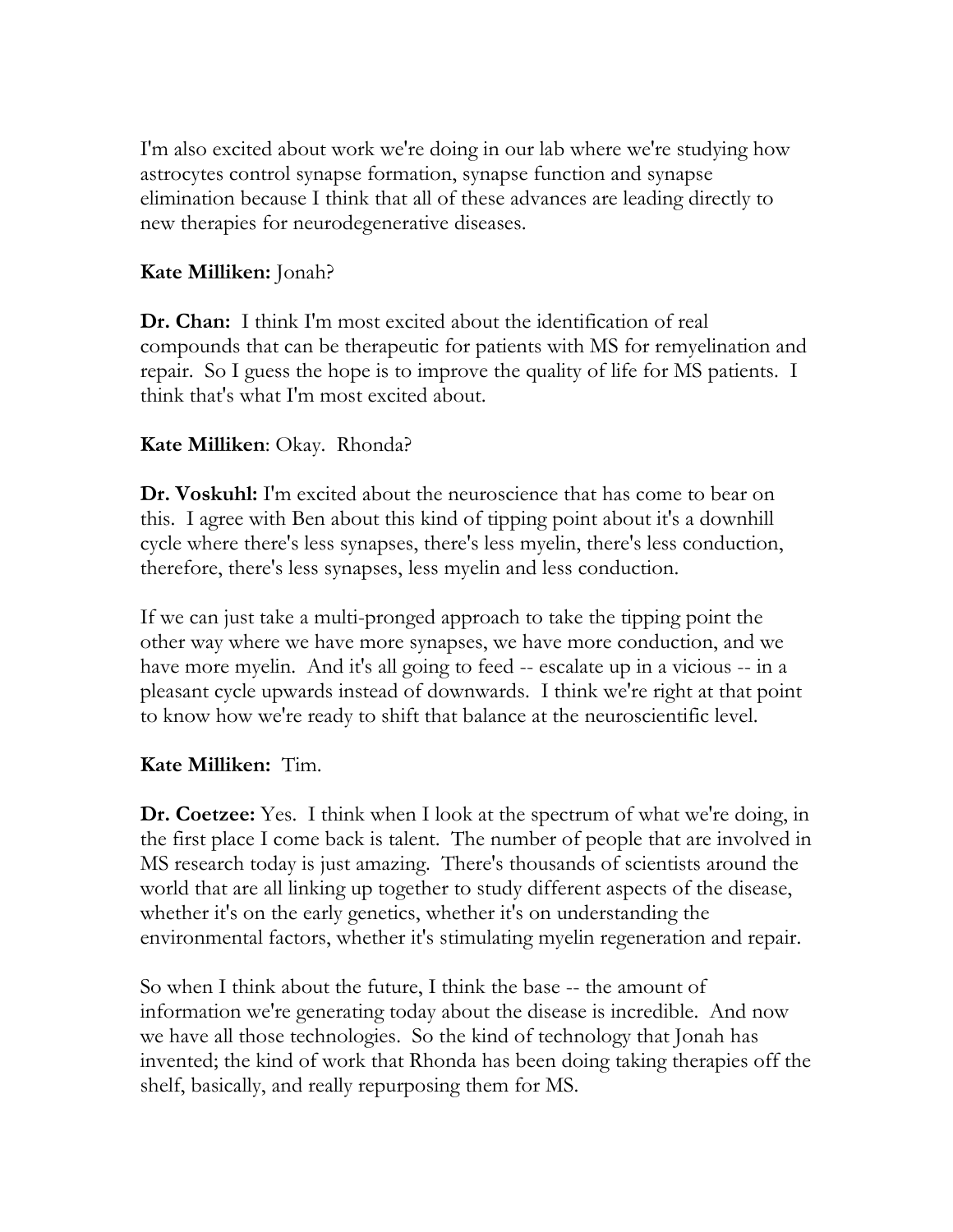I'm also excited about work we're doing in our lab where we're studying how astrocytes control synapse formation, synapse function and synapse elimination because I think that all of these advances are leading directly to new therapies for neurodegenerative diseases.

**Kate Milliken:** Jonah?

**Dr. Chan:** I think I'm most excited about the identification of real compounds that can be therapeutic for patients with MS for remyelination and repair. So I guess the hope is to improve the quality of life for MS patients. I think that's what I'm most excited about.

**Kate Milliken**: Okay. Rhonda?

**Dr. Voskuhl:** I'm excited about the neuroscience that has come to bear on this. I agree with Ben about this kind of tipping point about it's a downhill cycle where there's less synapses, there's less myelin, there's less conduction, therefore, there's less synapses, less myelin and less conduction.

If we can just take a multi-pronged approach to take the tipping point the other way where we have more synapses, we have more conduction, and we have more myelin. And it's all going to feed -- escalate up in a vicious -- in a pleasant cycle upwards instead of downwards. I think we're right at that point to know how we're ready to shift that balance at the neuroscientific level.

**Kate Milliken:** Tim.

**Dr. Coetzee:** Yes. I think when I look at the spectrum of what we're doing, in the first place I come back is talent. The number of people that are involved in MS research today is just amazing. There's thousands of scientists around the world that are all linking up together to study different aspects of the disease, whether it's on the early genetics, whether it's on understanding the environmental factors, whether it's stimulating myelin regeneration and repair.

So when I think about the future, I think the base -- the amount of information we're generating today about the disease is incredible. And now we have all those technologies. So the kind of technology that Jonah has invented; the kind of work that Rhonda has been doing taking therapies off the shelf, basically, and really repurposing them for MS.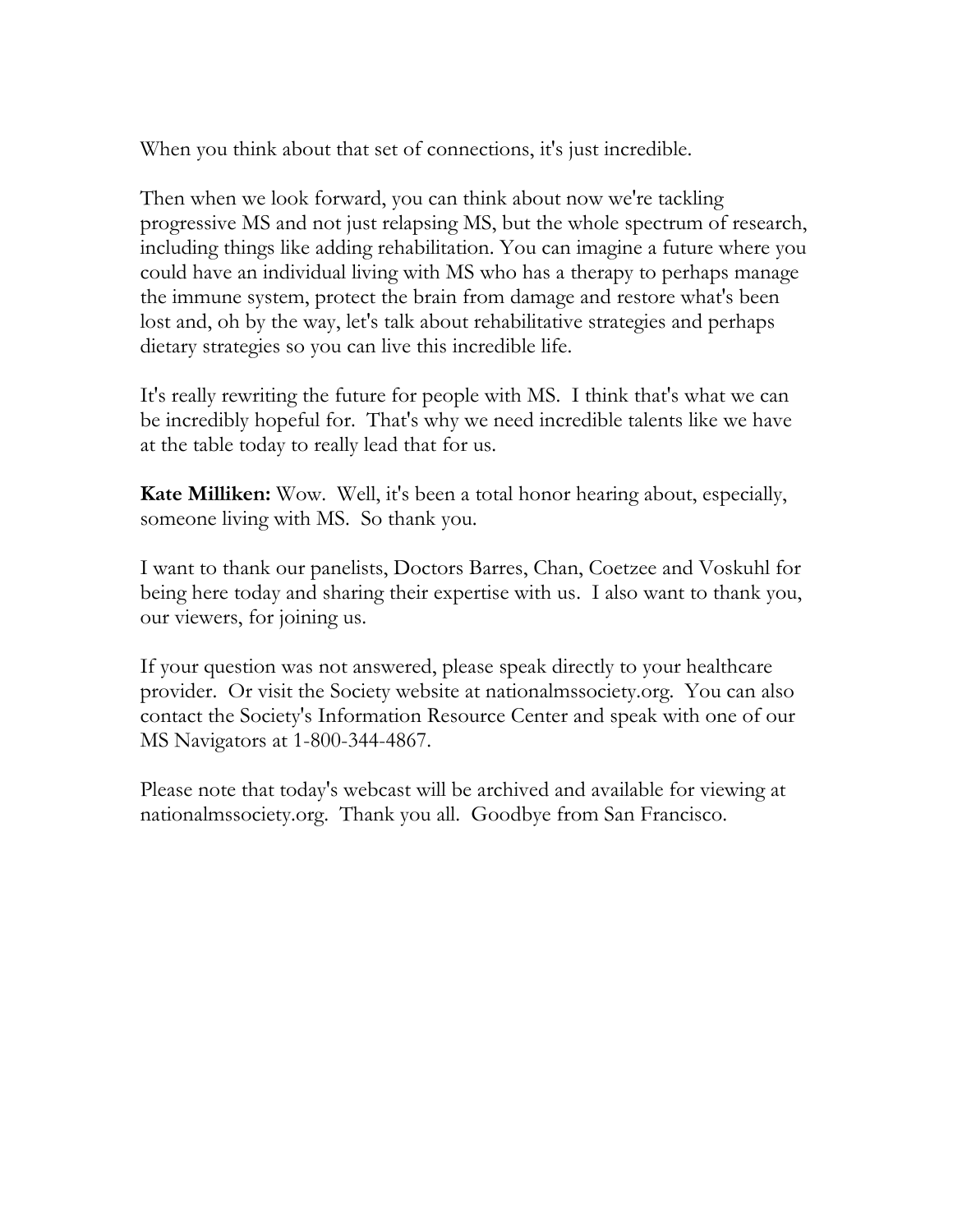When you think about that set of connections, it's just incredible.

Then when we look forward, you can think about now we're tackling progressive MS and not just relapsing MS, but the whole spectrum of research, including things like adding rehabilitation. You can imagine a future where you could have an individual living with MS who has a therapy to perhaps manage the immune system, protect the brain from damage and restore what's been lost and, oh by the way, let's talk about rehabilitative strategies and perhaps dietary strategies so you can live this incredible life.

It's really rewriting the future for people with MS. I think that's what we can be incredibly hopeful for. That's why we need incredible talents like we have at the table today to really lead that for us.

**Kate Milliken:** Wow. Well, it's been a total honor hearing about, especially, someone living with MS. So thank you.

I want to thank our panelists, Doctors Barres, Chan, Coetzee and Voskuhl for being here today and sharing their expertise with us. I also want to thank you, our viewers, for joining us.

If your question was not answered, please speak directly to your healthcare provider. Or visit the Society website at nationalmssociety.org. You can also contact the Society's Information Resource Center and speak with one of our MS Navigators at 1-800-344-4867.

Please note that today's webcast will be archived and available for viewing at nationalmssociety.org. Thank you all. Goodbye from San Francisco.